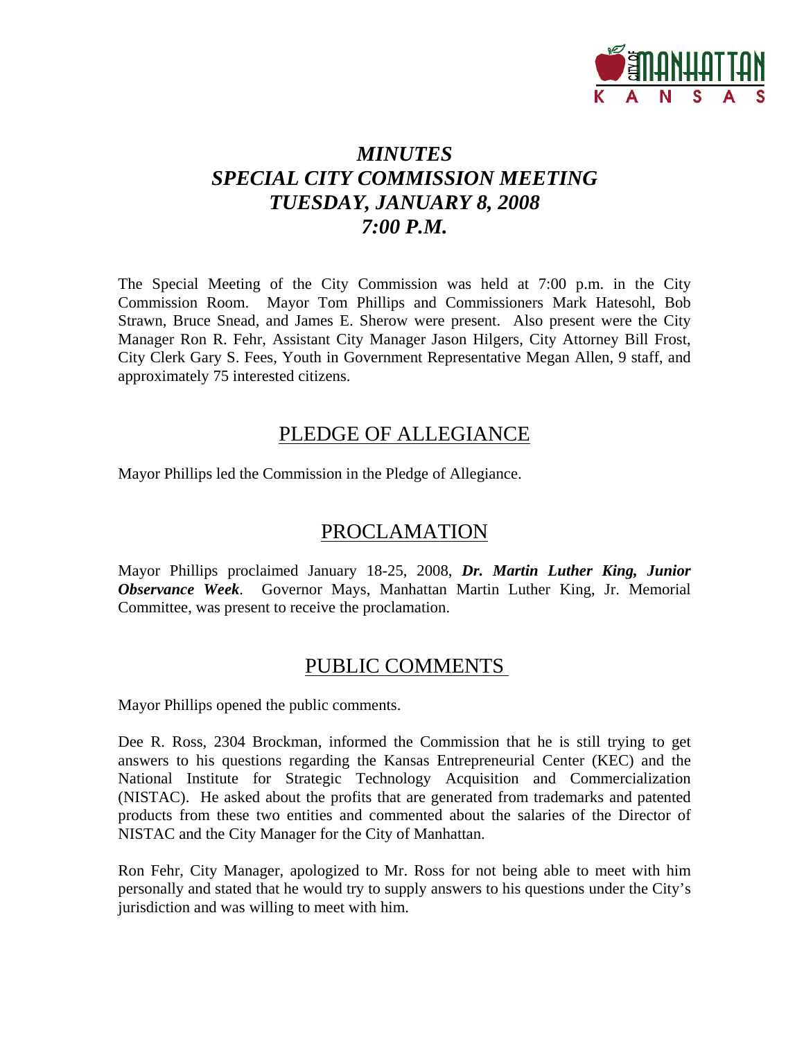# *MINUTES*
# *SPECIAL CITY COMMISSION MEETING*
# *TUESDAY, JANUARY 8, 2008*
# *7:00 P.M.*

The Special Meeting of the City Commission was held at 7:00 p.m. in the City Commission Room. Mayor Tom Phillips and Commissioners Mark Hatesohl, Bob Strawn, Bruce Snead, and James E. Sherow were present. Also present were the City Manager Ron R. Fehr, Assistant City Manager Jason Hilgers, City Attorney Bill Frost, City Clerk Gary S. Fees, Youth in Government Representative Megan Allen, 9 staff, and approximately 75 interested citizens.

## PLEDGE OF ALLEGIANCE

Mayor Phillips led the Commission in the Pledge of Allegiance.

## PROCLAMATION

Mayor Phillips proclaimed January 18-25, 2008, ***Dr. Martin Luther King, Junior Observance Week***. Governor Mays, Manhattan Martin Luther King, Jr. Memorial Committee, was present to receive the proclamation.

## PUBLIC COMMENTS

Mayor Phillips opened the public comments.

Dee R. Ross, 2304 Brockman, informed the Commission that he is still trying to get answers to his questions regarding the Kansas Entrepreneurial Center (KEC) and the National Institute for Strategic Technology Acquisition and Commercialization (NISTAC). He asked about the profits that are generated from trademarks and patented products from these two entities and commented about the salaries of the Director of NISTAC and the City Manager for the City of Manhattan.

Ron Fehr, City Manager, apologized to Mr. Ross for not being able to meet with him personally and stated that he would try to supply answers to his questions under the City's jurisdiction and was willing to meet with him.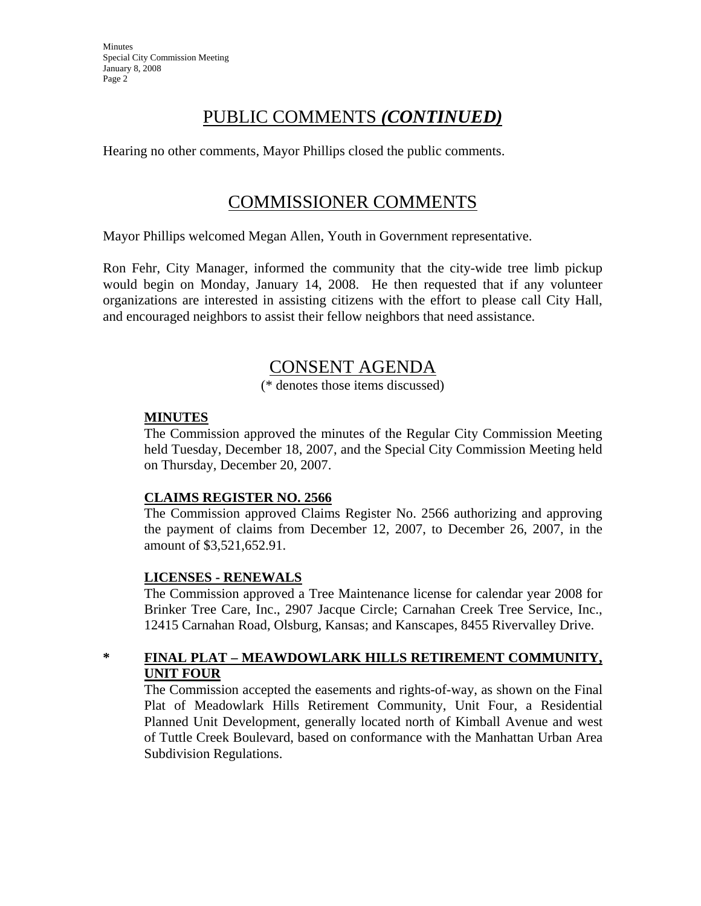## PUBLIC COMMENTS *(CONTINUED)*

Hearing no other comments, Mayor Phillips closed the public comments.

## COMMISSIONER COMMENTS

Mayor Phillips welcomed Megan Allen, Youth in Government representative.

Ron Fehr, City Manager, informed the community that the city-wide tree limb pickup would begin on Monday, January 14, 2008. He then requested that if any volunteer organizations are interested in assisting citizens with the effort to please call City Hall, and encouraged neighbors to assist their fellow neighbors that need assistance.

## CONSENT AGENDA

(* denotes those items discussed)

**MINUTES**

The Commission approved the minutes of the Regular City Commission Meeting held Tuesday, December 18, 2007, and the Special City Commission Meeting held on Thursday, December 20, 2007.

**CLAIMS REGISTER NO. 2566**

The Commission approved Claims Register No. 2566 authorizing and approving the payment of claims from December 12, 2007, to December 26, 2007, in the amount of $3,521,652.91.

**LICENSES - RENEWALS**

The Commission approved a Tree Maintenance license for calendar year 2008 for Brinker Tree Care, Inc., 2907 Jacque Circle; Carnahan Creek Tree Service, Inc., 12415 Carnahan Road, Olsburg, Kansas; and Kanscapes, 8455 Rivervalley Drive.

\* **FINAL PLAT – MEAWDOWLARK HILLS RETIREMENT COMMUNITY, UNIT FOUR**

The Commission accepted the easements and rights-of-way, as shown on the Final Plat of Meadowlark Hills Retirement Community, Unit Four, a Residential Planned Unit Development, generally located north of Kimball Avenue and west of Tuttle Creek Boulevard, based on conformance with the Manhattan Urban Area Subdivision Regulations.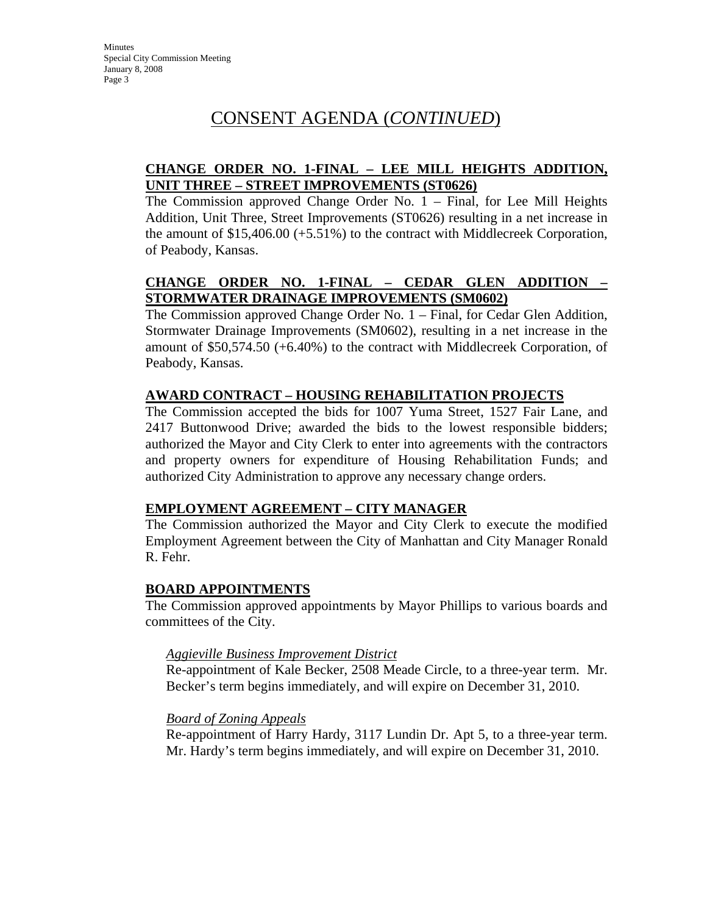## CONSENT AGENDA (*CONTINUED*)

**CHANGE ORDER NO. 1-FINAL – LEE MILL HEIGHTS ADDITION, UNIT THREE – STREET IMPROVEMENTS (ST0626)**

The Commission approved Change Order No. 1 – Final, for Lee Mill Heights Addition, Unit Three, Street Improvements (ST0626) resulting in a net increase in the amount of $15,406.00 (+5.51%) to the contract with Middlecreek Corporation, of Peabody, Kansas.

**CHANGE ORDER NO. 1-FINAL – CEDAR GLEN ADDITION – STORMWATER DRAINAGE IMPROVEMENTS (SM0602)**

The Commission approved Change Order No. 1 – Final, for Cedar Glen Addition, Stormwater Drainage Improvements (SM0602), resulting in a net increase in the amount of $50,574.50 (+6.40%) to the contract with Middlecreek Corporation, of Peabody, Kansas.

**AWARD CONTRACT – HOUSING REHABILITATION PROJECTS**

The Commission accepted the bids for 1007 Yuma Street, 1527 Fair Lane, and 2417 Buttonwood Drive; awarded the bids to the lowest responsible bidders; authorized the Mayor and City Clerk to enter into agreements with the contractors and property owners for expenditure of Housing Rehabilitation Funds; and authorized City Administration to approve any necessary change orders.

**EMPLOYMENT AGREEMENT – CITY MANAGER**

The Commission authorized the Mayor and City Clerk to execute the modified Employment Agreement between the City of Manhattan and City Manager Ronald R. Fehr.

**BOARD APPOINTMENTS**

The Commission approved appointments by Mayor Phillips to various boards and committees of the City.

*Aggieville Business Improvement District*

Re-appointment of Kale Becker, 2508 Meade Circle, to a three-year term. Mr. Becker's term begins immediately, and will expire on December 31, 2010.

*Board of Zoning Appeals*

Re-appointment of Harry Hardy, 3117 Lundin Dr. Apt 5, to a three-year term. Mr. Hardy's term begins immediately, and will expire on December 31, 2010.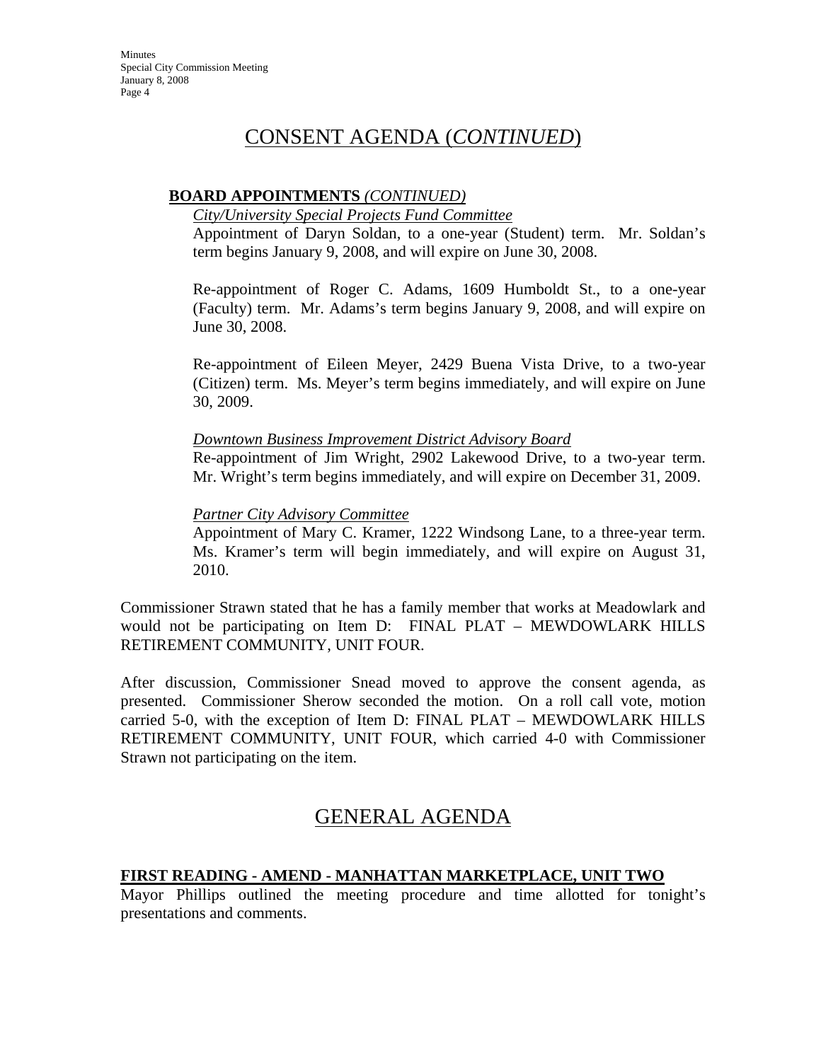# CONSENT AGENDA (*CONTINUED*)

**BOARD APPOINTMENTS** ***(CONTINUED)***

*City/University Special Projects Fund Committee*

Appointment of Daryn Soldan, to a one-year (Student) term. Mr. Soldan's term begins January 9, 2008, and will expire on June 30, 2008.

Re-appointment of Roger C. Adams, 1609 Humboldt St., to a one-year (Faculty) term. Mr. Adams's term begins January 9, 2008, and will expire on June 30, 2008.

Re-appointment of Eileen Meyer, 2429 Buena Vista Drive, to a two-year (Citizen) term. Ms. Meyer's term begins immediately, and will expire on June 30, 2009.

*Downtown Business Improvement District Advisory Board*

Re-appointment of Jim Wright, 2902 Lakewood Drive, to a two-year term. Mr. Wright's term begins immediately, and will expire on December 31, 2009.

*Partner City Advisory Committee*

Appointment of Mary C. Kramer, 1222 Windsong Lane, to a three-year term. Ms. Kramer's term will begin immediately, and will expire on August 31, 2010.

Commissioner Strawn stated that he has a family member that works at Meadowlark and would not be participating on Item D: FINAL PLAT – MEWDOWLARK HILLS RETIREMENT COMMUNITY, UNIT FOUR.

After discussion, Commissioner Snead moved to approve the consent agenda, as presented. Commissioner Sherow seconded the motion. On a roll call vote, motion carried 5-0, with the exception of Item D: FINAL PLAT – MEWDOWLARK HILLS RETIREMENT COMMUNITY, UNIT FOUR, which carried 4-0 with Commissioner Strawn not participating on the item.

# GENERAL AGENDA

**FIRST READING - AMEND - MANHATTAN MARKETPLACE, UNIT TWO**

Mayor Phillips outlined the meeting procedure and time allotted for tonight's presentations and comments.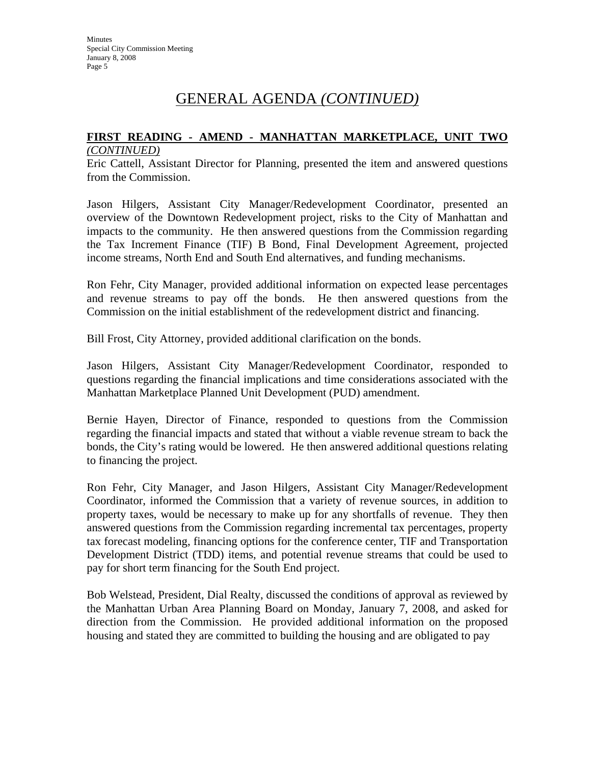# GENERAL AGENDA *(CONTINUED)*

**FIRST READING - AMEND - MANHATTAN MARKETPLACE, UNIT TWO** *(CONTINUED)*

Eric Cattell, Assistant Director for Planning, presented the item and answered questions from the Commission.

Jason Hilgers, Assistant City Manager/Redevelopment Coordinator, presented an overview of the Downtown Redevelopment project, risks to the City of Manhattan and impacts to the community. He then answered questions from the Commission regarding the Tax Increment Finance (TIF) B Bond, Final Development Agreement, projected income streams, North End and South End alternatives, and funding mechanisms.

Ron Fehr, City Manager, provided additional information on expected lease percentages and revenue streams to pay off the bonds. He then answered questions from the Commission on the initial establishment of the redevelopment district and financing.

Bill Frost, City Attorney, provided additional clarification on the bonds.

Jason Hilgers, Assistant City Manager/Redevelopment Coordinator, responded to questions regarding the financial implications and time considerations associated with the Manhattan Marketplace Planned Unit Development (PUD) amendment.

Bernie Hayen, Director of Finance, responded to questions from the Commission regarding the financial impacts and stated that without a viable revenue stream to back the bonds, the City's rating would be lowered. He then answered additional questions relating to financing the project.

Ron Fehr, City Manager, and Jason Hilgers, Assistant City Manager/Redevelopment Coordinator, informed the Commission that a variety of revenue sources, in addition to property taxes, would be necessary to make up for any shortfalls of revenue. They then answered questions from the Commission regarding incremental tax percentages, property tax forecast modeling, financing options for the conference center, TIF and Transportation Development District (TDD) items, and potential revenue streams that could be used to pay for short term financing for the South End project.

Bob Welstead, President, Dial Realty, discussed the conditions of approval as reviewed by the Manhattan Urban Area Planning Board on Monday, January 7, 2008, and asked for direction from the Commission. He provided additional information on the proposed housing and stated they are committed to building the housing and are obligated to pay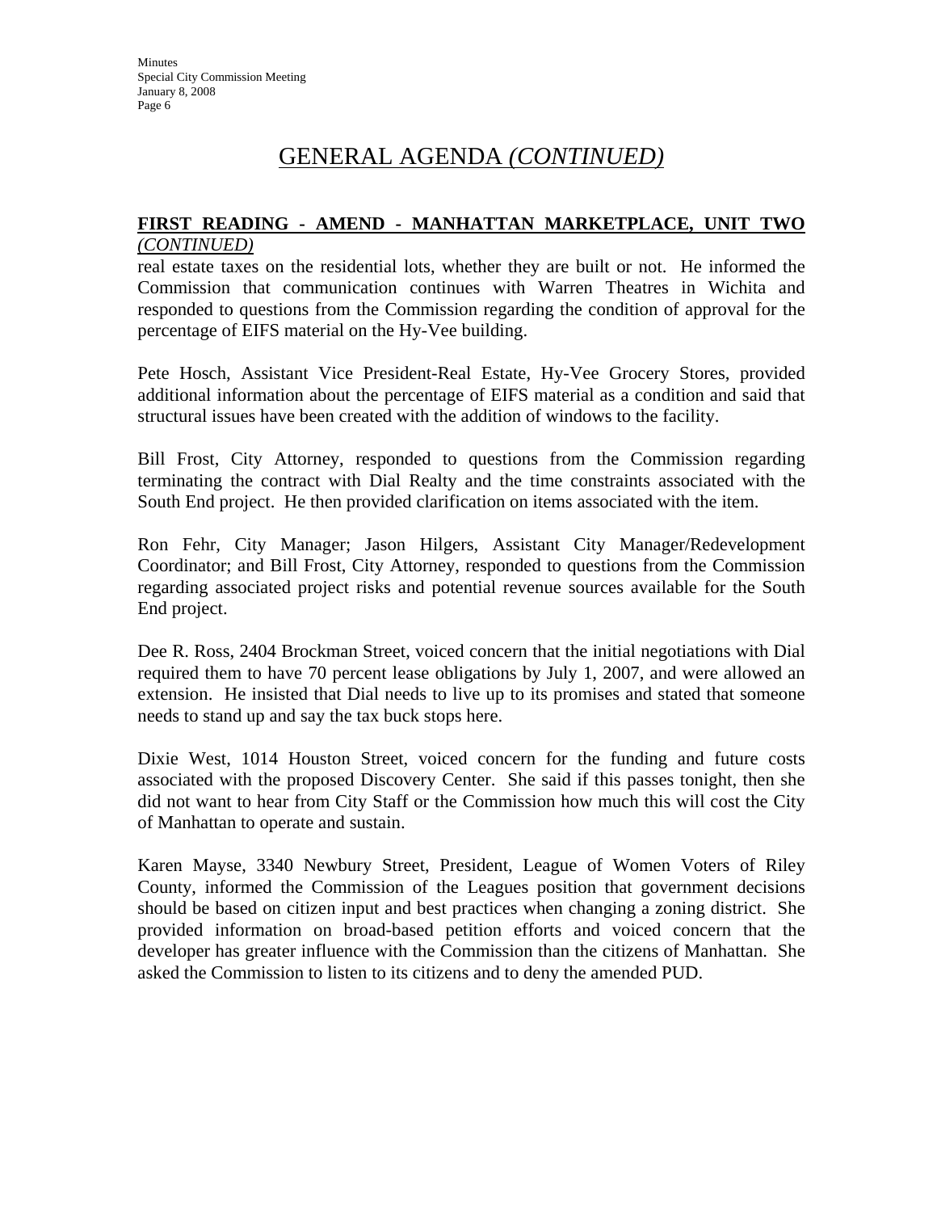# GENERAL AGENDA *(CONTINUED)*

**FIRST READING - AMEND - MANHATTAN MARKETPLACE, UNIT TWO** ***(CONTINUED)***

real estate taxes on the residential lots, whether they are built or not. He informed the Commission that communication continues with Warren Theatres in Wichita and responded to questions from the Commission regarding the condition of approval for the percentage of EIFS material on the Hy-Vee building.

Pete Hosch, Assistant Vice President-Real Estate, Hy-Vee Grocery Stores, provided additional information about the percentage of EIFS material as a condition and said that structural issues have been created with the addition of windows to the facility.

Bill Frost, City Attorney, responded to questions from the Commission regarding terminating the contract with Dial Realty and the time constraints associated with the South End project. He then provided clarification on items associated with the item.

Ron Fehr, City Manager; Jason Hilgers, Assistant City Manager/Redevelopment Coordinator; and Bill Frost, City Attorney, responded to questions from the Commission regarding associated project risks and potential revenue sources available for the South End project.

Dee R. Ross, 2404 Brockman Street, voiced concern that the initial negotiations with Dial required them to have 70 percent lease obligations by July 1, 2007, and were allowed an extension. He insisted that Dial needs to live up to its promises and stated that someone needs to stand up and say the tax buck stops here.

Dixie West, 1014 Houston Street, voiced concern for the funding and future costs associated with the proposed Discovery Center. She said if this passes tonight, then she did not want to hear from City Staff or the Commission how much this will cost the City of Manhattan to operate and sustain.

Karen Mayse, 3340 Newbury Street, President, League of Women Voters of Riley County, informed the Commission of the Leagues position that government decisions should be based on citizen input and best practices when changing a zoning district. She provided information on broad-based petition efforts and voiced concern that the developer has greater influence with the Commission than the citizens of Manhattan. She asked the Commission to listen to its citizens and to deny the amended PUD.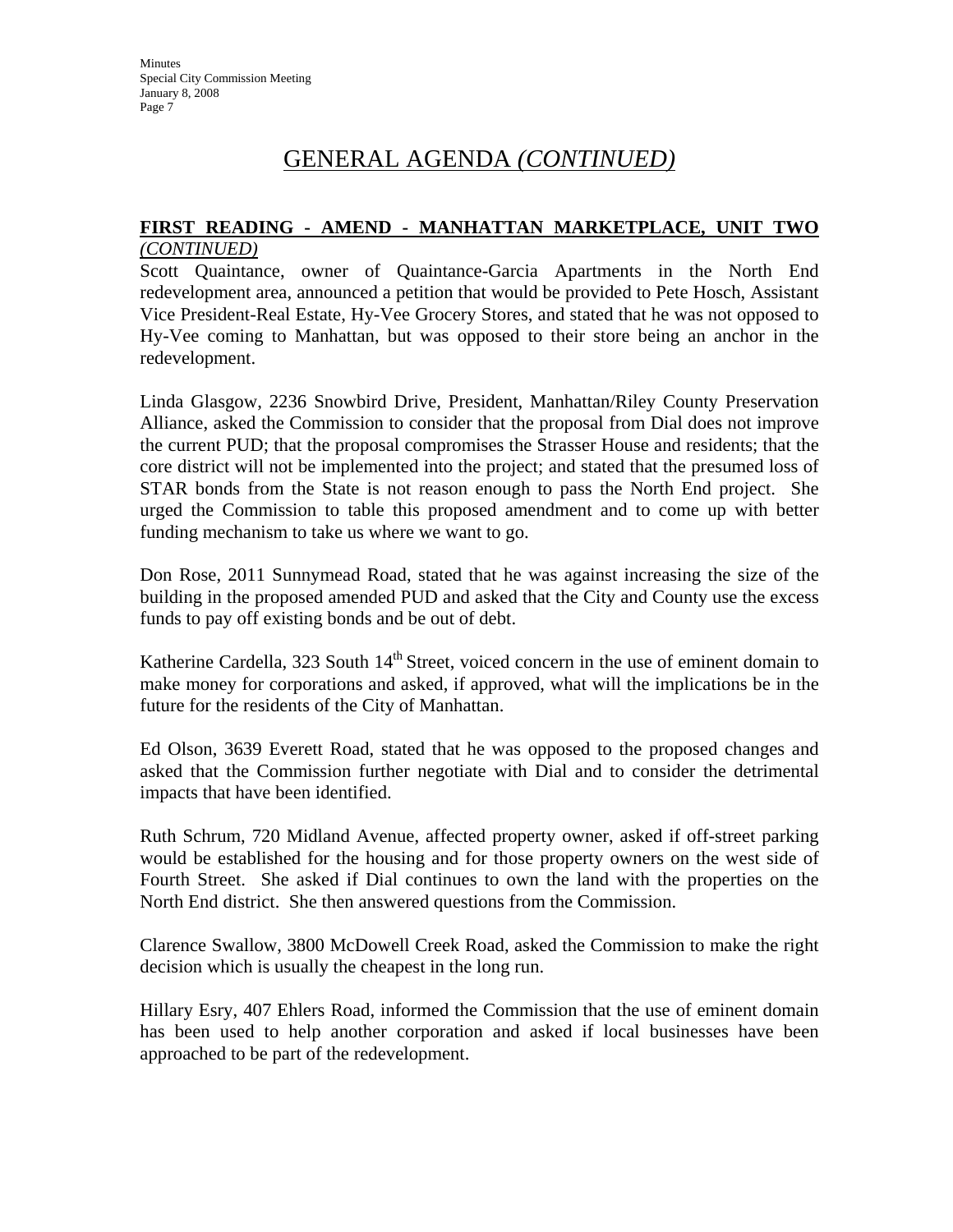# GENERAL AGENDA *(CONTINUED)*

**FIRST READING - AMEND - MANHATTAN MARKETPLACE, UNIT TWO** *(CONTINUED)*

Scott Quaintance, owner of Quaintance-Garcia Apartments in the North End redevelopment area, announced a petition that would be provided to Pete Hosch, Assistant Vice President-Real Estate, Hy-Vee Grocery Stores, and stated that he was not opposed to Hy-Vee coming to Manhattan, but was opposed to their store being an anchor in the redevelopment.

Linda Glasgow, 2236 Snowbird Drive, President, Manhattan/Riley County Preservation Alliance, asked the Commission to consider that the proposal from Dial does not improve the current PUD; that the proposal compromises the Strasser House and residents; that the core district will not be implemented into the project; and stated that the presumed loss of STAR bonds from the State is not reason enough to pass the North End project. She urged the Commission to table this proposed amendment and to come up with better funding mechanism to take us where we want to go.

Don Rose, 2011 Sunnymead Road, stated that he was against increasing the size of the building in the proposed amended PUD and asked that the City and County use the excess funds to pay off existing bonds and be out of debt.

Katherine Cardella, 323 South 14th Street, voiced concern in the use of eminent domain to make money for corporations and asked, if approved, what will the implications be in the future for the residents of the City of Manhattan.

Ed Olson, 3639 Everett Road, stated that he was opposed to the proposed changes and asked that the Commission further negotiate with Dial and to consider the detrimental impacts that have been identified.

Ruth Schrum, 720 Midland Avenue, affected property owner, asked if off-street parking would be established for the housing and for those property owners on the west side of Fourth Street. She asked if Dial continues to own the land with the properties on the North End district. She then answered questions from the Commission.

Clarence Swallow, 3800 McDowell Creek Road, asked the Commission to make the right decision which is usually the cheapest in the long run.

Hillary Esry, 407 Ehlers Road, informed the Commission that the use of eminent domain has been used to help another corporation and asked if local businesses have been approached to be part of the redevelopment.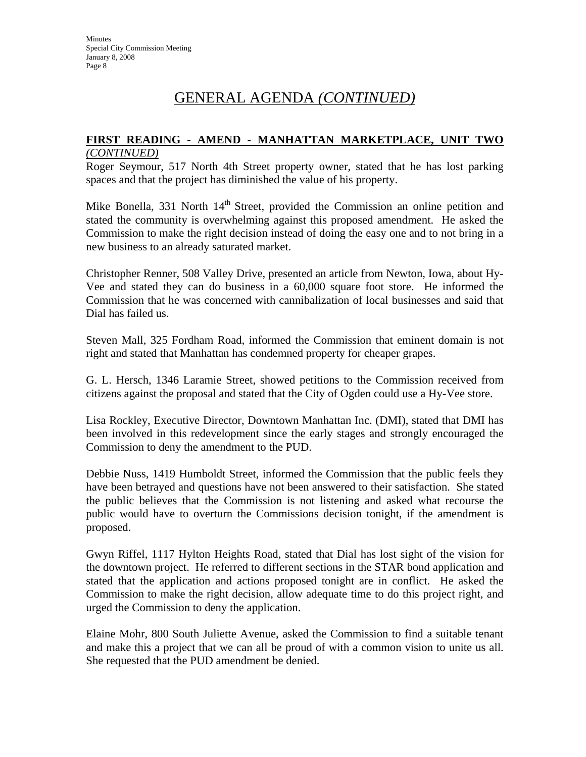## GENERAL AGENDA *(CONTINUED)*

**FIRST READING - AMEND - MANHATTAN MARKETPLACE, UNIT TWO** *(CONTINUED)*

Roger Seymour, 517 North 4th Street property owner, stated that he has lost parking spaces and that the project has diminished the value of his property.

Mike Bonella, 331 North 14th Street, provided the Commission an online petition and stated the community is overwhelming against this proposed amendment. He asked the Commission to make the right decision instead of doing the easy one and to not bring in a new business to an already saturated market.

Christopher Renner, 508 Valley Drive, presented an article from Newton, Iowa, about Hy-Vee and stated they can do business in a 60,000 square foot store. He informed the Commission that he was concerned with cannibalization of local businesses and said that Dial has failed us.

Steven Mall, 325 Fordham Road, informed the Commission that eminent domain is not right and stated that Manhattan has condemned property for cheaper grapes.

G. L. Hersch, 1346 Laramie Street, showed petitions to the Commission received from citizens against the proposal and stated that the City of Ogden could use a Hy-Vee store.

Lisa Rockley, Executive Director, Downtown Manhattan Inc. (DMI), stated that DMI has been involved in this redevelopment since the early stages and strongly encouraged the Commission to deny the amendment to the PUD.

Debbie Nuss, 1419 Humboldt Street, informed the Commission that the public feels they have been betrayed and questions have not been answered to their satisfaction. She stated the public believes that the Commission is not listening and asked what recourse the public would have to overturn the Commissions decision tonight, if the amendment is proposed.

Gwyn Riffel, 1117 Hylton Heights Road, stated that Dial has lost sight of the vision for the downtown project. He referred to different sections in the STAR bond application and stated that the application and actions proposed tonight are in conflict. He asked the Commission to make the right decision, allow adequate time to do this project right, and urged the Commission to deny the application.

Elaine Mohr, 800 South Juliette Avenue, asked the Commission to find a suitable tenant and make this a project that we can all be proud of with a common vision to unite us all. She requested that the PUD amendment be denied.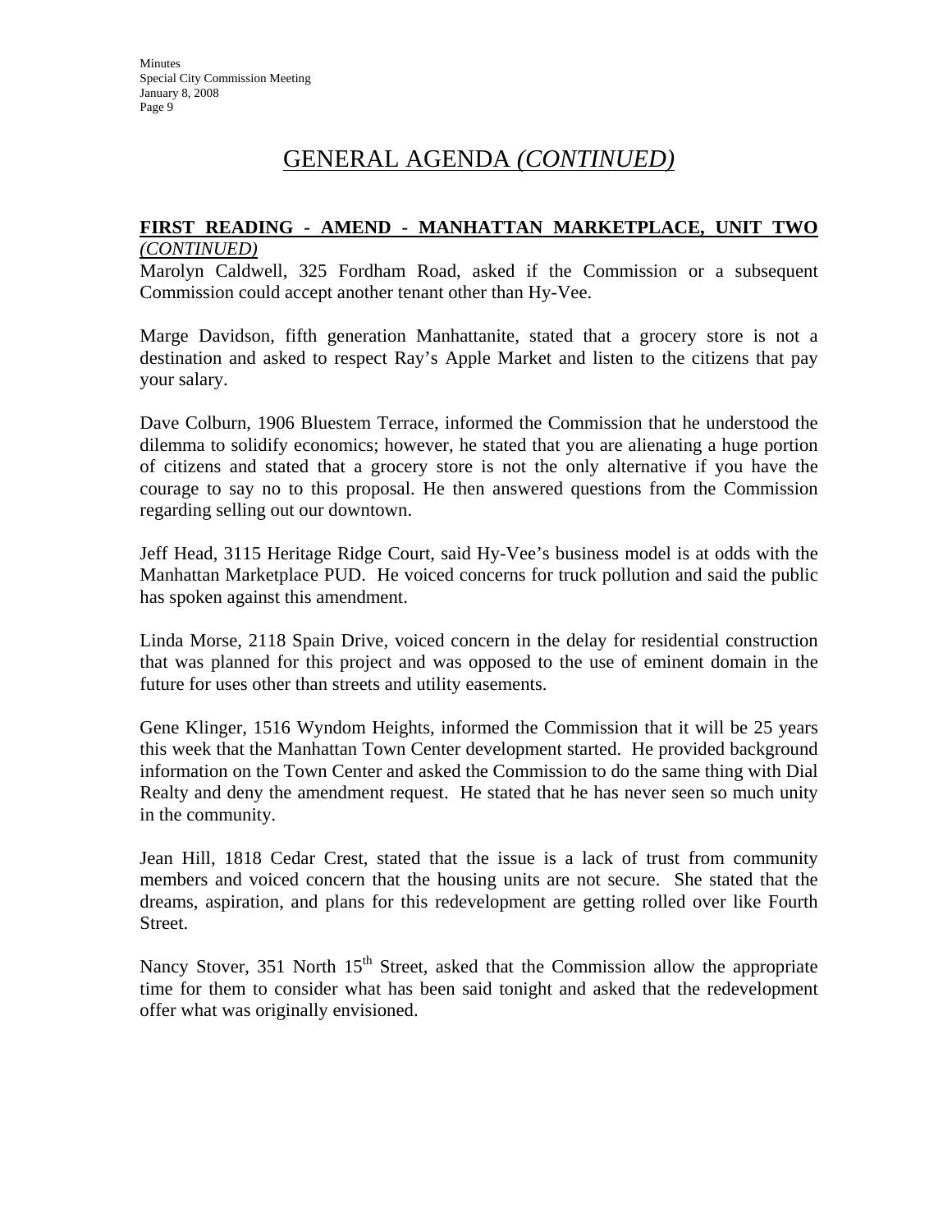# GENERAL AGENDA *(CONTINUED)*

**FIRST READING - AMEND - MANHATTAN MARKETPLACE, UNIT TWO** *(CONTINUED)*

Marolyn Caldwell, 325 Fordham Road, asked if the Commission or a subsequent Commission could accept another tenant other than Hy-Vee.

Marge Davidson, fifth generation Manhattanite, stated that a grocery store is not a destination and asked to respect Ray's Apple Market and listen to the citizens that pay your salary.

Dave Colburn, 1906 Bluestem Terrace, informed the Commission that he understood the dilemma to solidify economics; however, he stated that you are alienating a huge portion of citizens and stated that a grocery store is not the only alternative if you have the courage to say no to this proposal. He then answered questions from the Commission regarding selling out our downtown.

Jeff Head, 3115 Heritage Ridge Court, said Hy-Vee's business model is at odds with the Manhattan Marketplace PUD. He voiced concerns for truck pollution and said the public has spoken against this amendment.

Linda Morse, 2118 Spain Drive, voiced concern in the delay for residential construction that was planned for this project and was opposed to the use of eminent domain in the future for uses other than streets and utility easements.

Gene Klinger, 1516 Wyndom Heights, informed the Commission that it will be 25 years this week that the Manhattan Town Center development started. He provided background information on the Town Center and asked the Commission to do the same thing with Dial Realty and deny the amendment request. He stated that he has never seen so much unity in the community.

Jean Hill, 1818 Cedar Crest, stated that the issue is a lack of trust from community members and voiced concern that the housing units are not secure. She stated that the dreams, aspiration, and plans for this redevelopment are getting rolled over like Fourth Street.

Nancy Stover, 351 North 15th Street, asked that the Commission allow the appropriate time for them to consider what has been said tonight and asked that the redevelopment offer what was originally envisioned.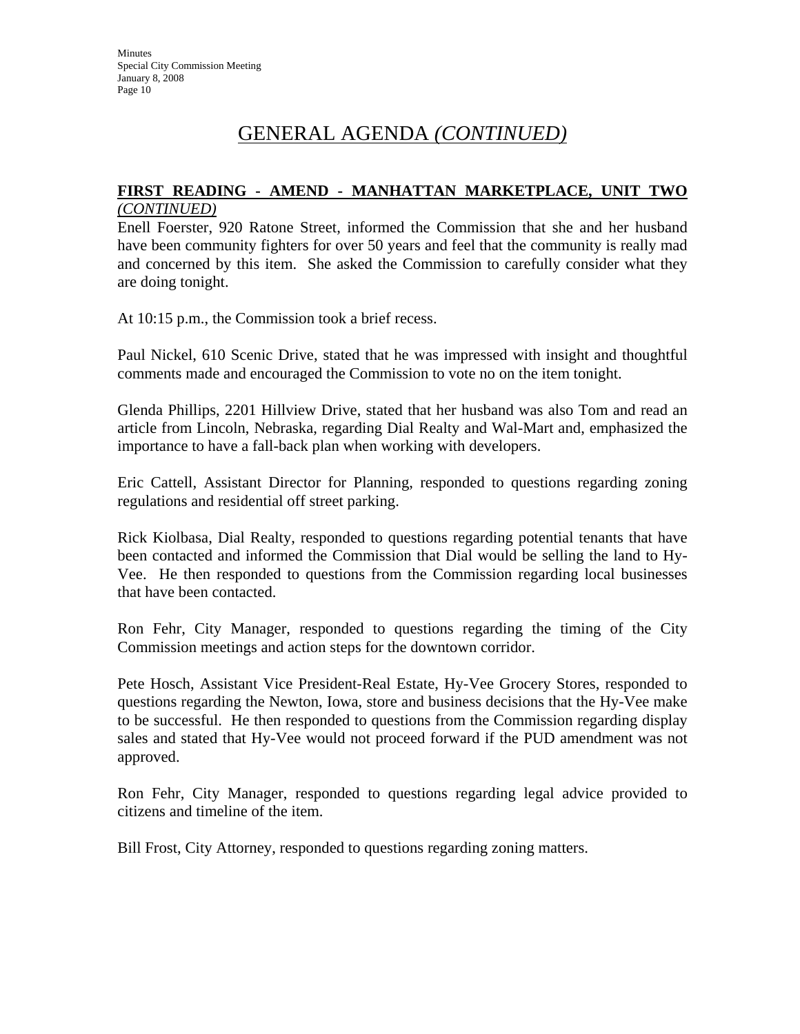# GENERAL AGENDA *(CONTINUED)*

**FIRST READING - AMEND - MANHATTAN MARKETPLACE, UNIT TWO** *(CONTINUED)*

Enell Foerster, 920 Ratone Street, informed the Commission that she and her husband have been community fighters for over 50 years and feel that the community is really mad and concerned by this item. She asked the Commission to carefully consider what they are doing tonight.

At 10:15 p.m., the Commission took a brief recess.

Paul Nickel, 610 Scenic Drive, stated that he was impressed with insight and thoughtful comments made and encouraged the Commission to vote no on the item tonight.

Glenda Phillips, 2201 Hillview Drive, stated that her husband was also Tom and read an article from Lincoln, Nebraska, regarding Dial Realty and Wal-Mart and, emphasized the importance to have a fall-back plan when working with developers.

Eric Cattell, Assistant Director for Planning, responded to questions regarding zoning regulations and residential off street parking.

Rick Kiolbasa, Dial Realty, responded to questions regarding potential tenants that have been contacted and informed the Commission that Dial would be selling the land to Hy-Vee. He then responded to questions from the Commission regarding local businesses that have been contacted.

Ron Fehr, City Manager, responded to questions regarding the timing of the City Commission meetings and action steps for the downtown corridor.

Pete Hosch, Assistant Vice President-Real Estate, Hy-Vee Grocery Stores, responded to questions regarding the Newton, Iowa, store and business decisions that the Hy-Vee make to be successful. He then responded to questions from the Commission regarding display sales and stated that Hy-Vee would not proceed forward if the PUD amendment was not approved.

Ron Fehr, City Manager, responded to questions regarding legal advice provided to citizens and timeline of the item.

Bill Frost, City Attorney, responded to questions regarding zoning matters.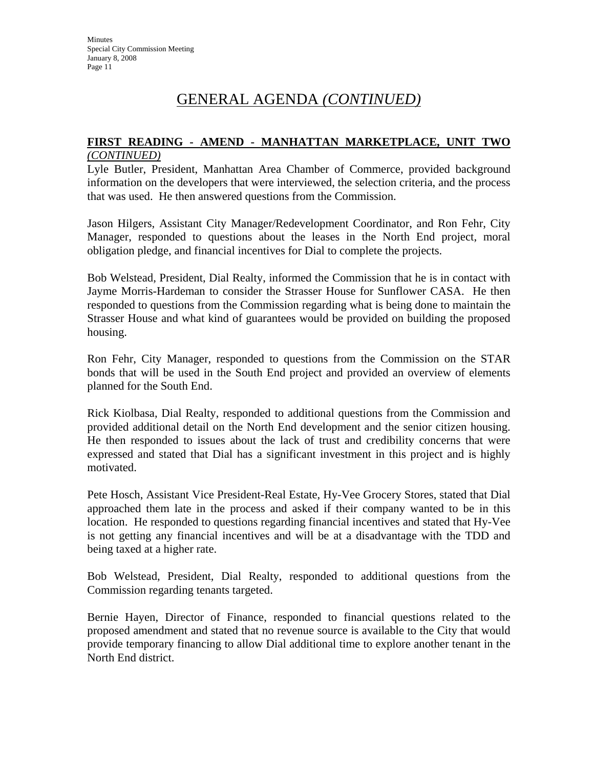# GENERAL AGENDA *(CONTINUED)*

**FIRST READING - AMEND - MANHATTAN MARKETPLACE, UNIT TWO** *(CONTINUED)*

Lyle Butler, President, Manhattan Area Chamber of Commerce, provided background information on the developers that were interviewed, the selection criteria, and the process that was used. He then answered questions from the Commission.

Jason Hilgers, Assistant City Manager/Redevelopment Coordinator, and Ron Fehr, City Manager, responded to questions about the leases in the North End project, moral obligation pledge, and financial incentives for Dial to complete the projects.

Bob Welstead, President, Dial Realty, informed the Commission that he is in contact with Jayme Morris-Hardeman to consider the Strasser House for Sunflower CASA. He then responded to questions from the Commission regarding what is being done to maintain the Strasser House and what kind of guarantees would be provided on building the proposed housing.

Ron Fehr, City Manager, responded to questions from the Commission on the STAR bonds that will be used in the South End project and provided an overview of elements planned for the South End.

Rick Kiolbasa, Dial Realty, responded to additional questions from the Commission and provided additional detail on the North End development and the senior citizen housing. He then responded to issues about the lack of trust and credibility concerns that were expressed and stated that Dial has a significant investment in this project and is highly motivated.

Pete Hosch, Assistant Vice President-Real Estate, Hy-Vee Grocery Stores, stated that Dial approached them late in the process and asked if their company wanted to be in this location. He responded to questions regarding financial incentives and stated that Hy-Vee is not getting any financial incentives and will be at a disadvantage with the TDD and being taxed at a higher rate.

Bob Welstead, President, Dial Realty, responded to additional questions from the Commission regarding tenants targeted.

Bernie Hayen, Director of Finance, responded to financial questions related to the proposed amendment and stated that no revenue source is available to the City that would provide temporary financing to allow Dial additional time to explore another tenant in the North End district.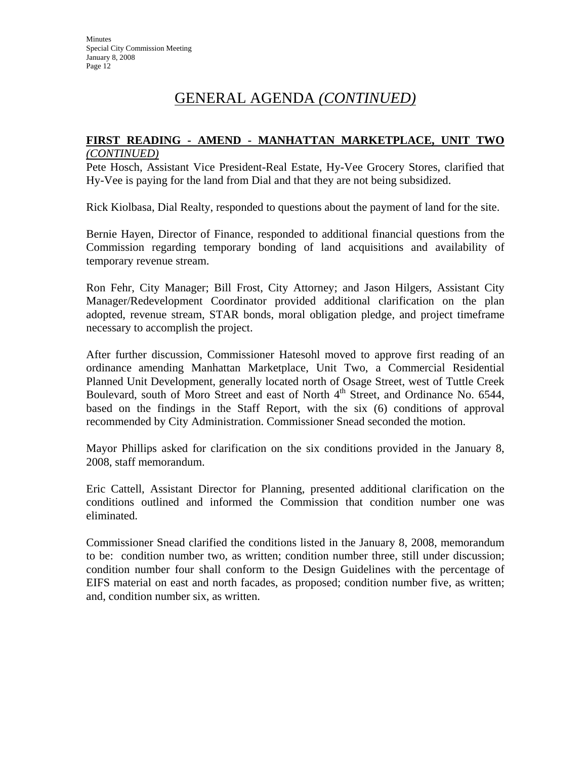# GENERAL AGENDA *(CONTINUED)*

**FIRST READING - AMEND - MANHATTAN MARKETPLACE, UNIT TWO** *(CONTINUED)*

Pete Hosch, Assistant Vice President-Real Estate, Hy-Vee Grocery Stores, clarified that Hy-Vee is paying for the land from Dial and that they are not being subsidized.

Rick Kiolbasa, Dial Realty, responded to questions about the payment of land for the site.

Bernie Hayen, Director of Finance, responded to additional financial questions from the Commission regarding temporary bonding of land acquisitions and availability of temporary revenue stream.

Ron Fehr, City Manager; Bill Frost, City Attorney; and Jason Hilgers, Assistant City Manager/Redevelopment Coordinator provided additional clarification on the plan adopted, revenue stream, STAR bonds, moral obligation pledge, and project timeframe necessary to accomplish the project.

After further discussion, Commissioner Hatesohl moved to approve first reading of an ordinance amending Manhattan Marketplace, Unit Two, a Commercial Residential Planned Unit Development, generally located north of Osage Street, west of Tuttle Creek Boulevard, south of Moro Street and east of North 4th Street, and Ordinance No. 6544, based on the findings in the Staff Report, with the six (6) conditions of approval recommended by City Administration. Commissioner Snead seconded the motion.

Mayor Phillips asked for clarification on the six conditions provided in the January 8, 2008, staff memorandum.

Eric Cattell, Assistant Director for Planning, presented additional clarification on the conditions outlined and informed the Commission that condition number one was eliminated.

Commissioner Snead clarified the conditions listed in the January 8, 2008, memorandum to be: condition number two, as written; condition number three, still under discussion; condition number four shall conform to the Design Guidelines with the percentage of EIFS material on east and north facades, as proposed; condition number five, as written; and, condition number six, as written.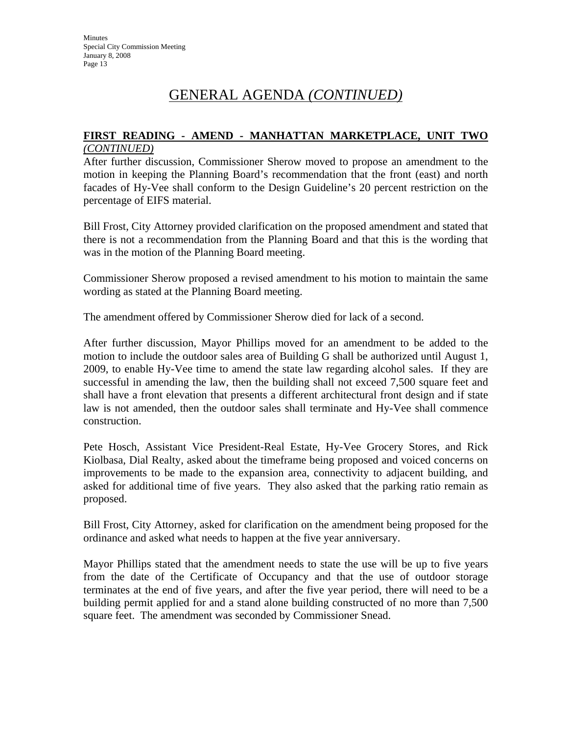# GENERAL AGENDA *(CONTINUED)*

**FIRST READING - AMEND - MANHATTAN MARKETPLACE, UNIT TWO** *(CONTINUED)*

After further discussion, Commissioner Sherow moved to propose an amendment to the motion in keeping the Planning Board's recommendation that the front (east) and north facades of Hy-Vee shall conform to the Design Guideline's 20 percent restriction on the percentage of EIFS material.

Bill Frost, City Attorney provided clarification on the proposed amendment and stated that there is not a recommendation from the Planning Board and that this is the wording that was in the motion of the Planning Board meeting.

Commissioner Sherow proposed a revised amendment to his motion to maintain the same wording as stated at the Planning Board meeting.

The amendment offered by Commissioner Sherow died for lack of a second.

After further discussion, Mayor Phillips moved for an amendment to be added to the motion to include the outdoor sales area of Building G shall be authorized until August 1, 2009, to enable Hy-Vee time to amend the state law regarding alcohol sales. If they are successful in amending the law, then the building shall not exceed 7,500 square feet and shall have a front elevation that presents a different architectural front design and if state law is not amended, then the outdoor sales shall terminate and Hy-Vee shall commence construction.

Pete Hosch, Assistant Vice President-Real Estate, Hy-Vee Grocery Stores, and Rick Kiolbasa, Dial Realty, asked about the timeframe being proposed and voiced concerns on improvements to be made to the expansion area, connectivity to adjacent building, and asked for additional time of five years. They also asked that the parking ratio remain as proposed.

Bill Frost, City Attorney, asked for clarification on the amendment being proposed for the ordinance and asked what needs to happen at the five year anniversary.

Mayor Phillips stated that the amendment needs to state the use will be up to five years from the date of the Certificate of Occupancy and that the use of outdoor storage terminates at the end of five years, and after the five year period, there will need to be a building permit applied for and a stand alone building constructed of no more than 7,500 square feet. The amendment was seconded by Commissioner Snead.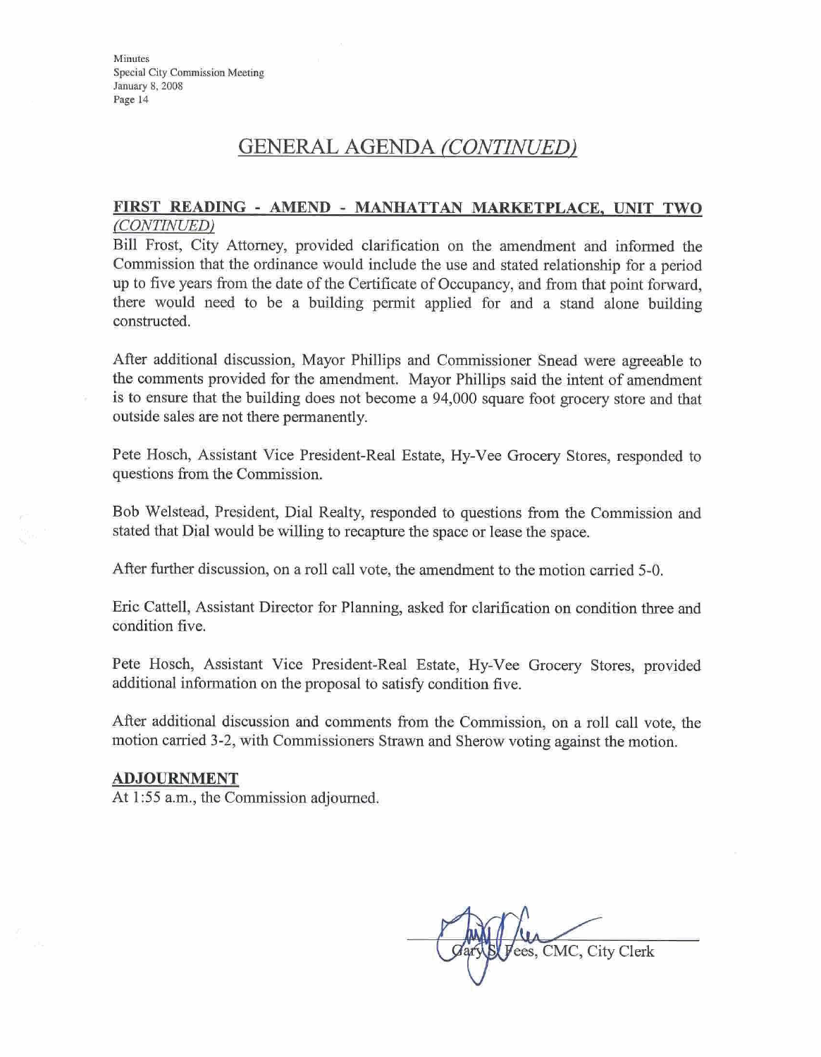## GENERAL AGENDA *(CONTINUED)*

**FIRST READING - AMEND - MANHATTAN MARKETPLACE, UNIT TWO** *(CONTINUED)*

Bill Frost, City Attorney, provided clarification on the amendment and informed the Commission that the ordinance would include the use and stated relationship for a period up to five years from the date of the Certificate of Occupancy, and from that point forward, there would need to be a building permit applied for and a stand alone building constructed.

After additional discussion, Mayor Phillips and Commissioner Snead were agreeable to the comments provided for the amendment. Mayor Phillips said the intent of amendment is to ensure that the building does not become a 94,000 square foot grocery store and that outside sales are not there permanently.

Pete Hosch, Assistant Vice President-Real Estate, Hy-Vee Grocery Stores, responded to questions from the Commission.

Bob Welstead, President, Dial Realty, responded to questions from the Commission and stated that Dial would be willing to recapture the space or lease the space.

After further discussion, on a roll call vote, the amendment to the motion carried 5-0.

Eric Cattell, Assistant Director for Planning, asked for clarification on condition three and condition five.

Pete Hosch, Assistant Vice President-Real Estate, Hy-Vee Grocery Stores, provided additional information on the proposal to satisfy condition five.

After additional discussion and comments from the Commission, on a roll call vote, the motion carried 3-2, with Commissioners Strawn and Sherow voting against the motion.

**ADJOURNMENT**

At 1:55 a.m., the Commission adjourned.

Gary S. Fees, CMC, City Clerk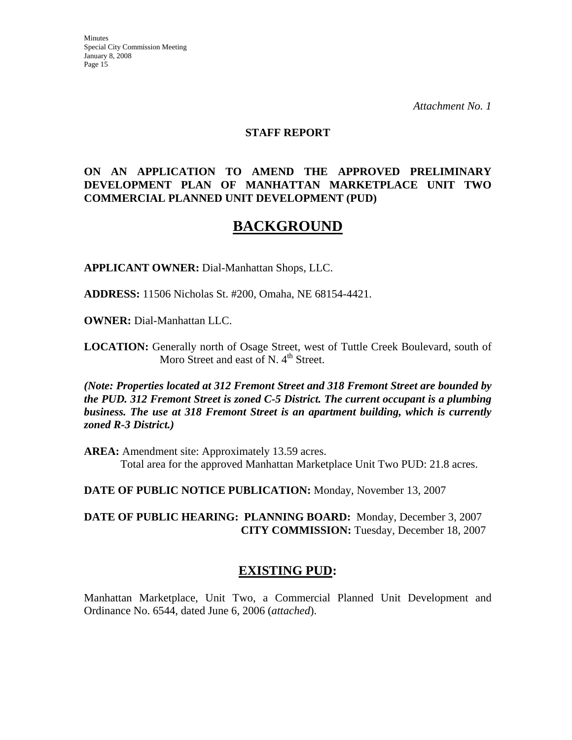*Attachment No. 1*

**STAFF REPORT**

**ON AN APPLICATION TO AMEND THE APPROVED PRELIMINARY DEVELOPMENT PLAN OF MANHATTAN MARKETPLACE UNIT TWO COMMERCIAL PLANNED UNIT DEVELOPMENT (PUD)**

## BACKGROUND

**APPLICANT OWNER:** Dial-Manhattan Shops, LLC.

**ADDRESS:** 11506 Nicholas St. #200, Omaha, NE 68154-4421.

**OWNER:** Dial-Manhattan LLC.

**LOCATION:** Generally north of Osage Street, west of Tuttle Creek Boulevard, south of Moro Street and east of N. 4th Street.

***(Note: Properties located at 312 Fremont Street and 318 Fremont Street are bounded by the PUD. 312 Fremont Street is zoned C-5 District. The current occupant is a plumbing business. The use at 318 Fremont Street is an apartment building, which is currently zoned R-3 District.)***

**AREA:** Amendment site: Approximately 13.59 acres.
Total area for the approved Manhattan Marketplace Unit Two PUD: 21.8 acres.

**DATE OF PUBLIC NOTICE PUBLICATION:** Monday, November 13, 2007

**DATE OF PUBLIC HEARING: PLANNING BOARD:** Monday, December 3, 2007
**CITY COMMISSION:** Tuesday, December 18, 2007

## EXISTING PUD:

Manhattan Marketplace, Unit Two, a Commercial Planned Unit Development and Ordinance No. 6544, dated June 6, 2006 (*attached*).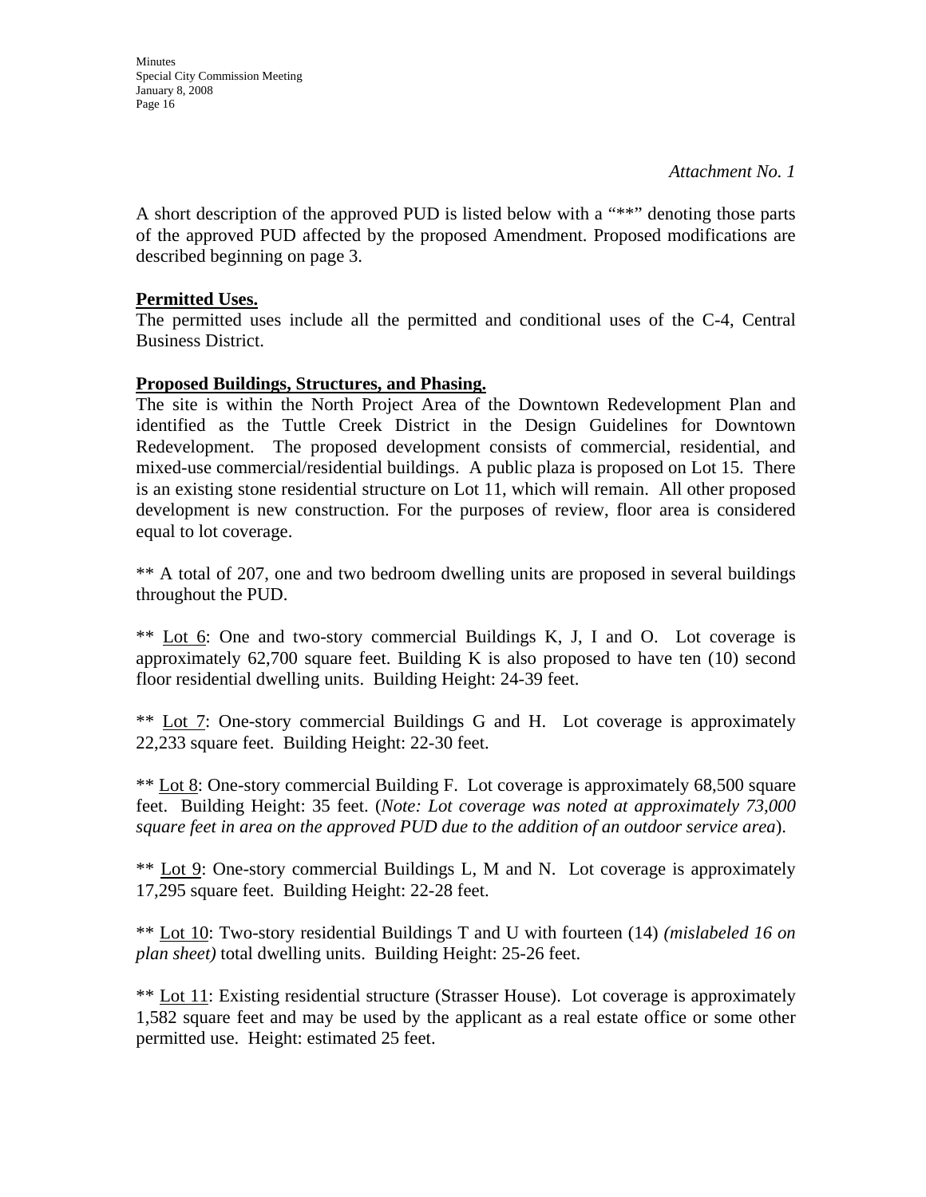*Attachment No. 1*

A short description of the approved PUD is listed below with a "**" denoting those parts of the approved PUD affected by the proposed Amendment. Proposed modifications are described beginning on page 3.

**Permitted Uses.**

The permitted uses include all the permitted and conditional uses of the C-4, Central Business District.

**Proposed Buildings, Structures, and Phasing.**

The site is within the North Project Area of the Downtown Redevelopment Plan and identified as the Tuttle Creek District in the Design Guidelines for Downtown Redevelopment. The proposed development consists of commercial, residential, and mixed-use commercial/residential buildings. A public plaza is proposed on Lot 15. There is an existing stone residential structure on Lot 11, which will remain. All other proposed development is new construction. For the purposes of review, floor area is considered equal to lot coverage.

** A total of 207, one and two bedroom dwelling units are proposed in several buildings throughout the PUD.

** Lot 6: One and two-story commercial Buildings K, J, I and O. Lot coverage is approximately 62,700 square feet. Building K is also proposed to have ten (10) second floor residential dwelling units. Building Height: 24-39 feet.

** Lot 7: One-story commercial Buildings G and H. Lot coverage is approximately 22,233 square feet. Building Height: 22-30 feet.

** Lot 8: One-story commercial Building F. Lot coverage is approximately 68,500 square feet. Building Height: 35 feet. (*Note: Lot coverage was noted at approximately 73,000 square feet in area on the approved PUD due to the addition of an outdoor service area*).

** Lot 9: One-story commercial Buildings L, M and N. Lot coverage is approximately 17,295 square feet. Building Height: 22-28 feet.

** Lot 10: Two-story residential Buildings T and U with fourteen (14) *(mislabeled 16 on plan sheet)* total dwelling units. Building Height: 25-26 feet.

** Lot 11: Existing residential structure (Strasser House). Lot coverage is approximately 1,582 square feet and may be used by the applicant as a real estate office or some other permitted use. Height: estimated 25 feet.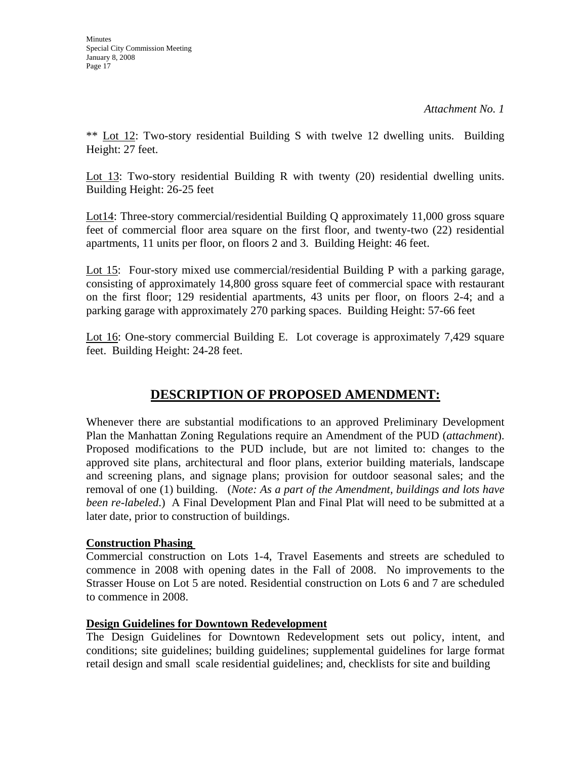*Attachment No. 1*

\*\* <u>Lot 12</u>: Two-story residential Building S with twelve 12 dwelling units. Building Height: 27 feet.

<u>Lot 13</u>: Two-story residential Building R with twenty (20) residential dwelling units. Building Height: 26-25 feet

<u>Lot14</u>: Three-story commercial/residential Building Q approximately 11,000 gross square feet of commercial floor area square on the first floor, and twenty-two (22) residential apartments, 11 units per floor, on floors 2 and 3. Building Height: 46 feet.

<u>Lot 15</u>: Four-story mixed use commercial/residential Building P with a parking garage, consisting of approximately 14,800 gross square feet of commercial space with restaurant on the first floor; 129 residential apartments, 43 units per floor, on floors 2-4; and a parking garage with approximately 270 parking spaces. Building Height: 57-66 feet

<u>Lot 16</u>: One-story commercial Building E. Lot coverage is approximately 7,429 square feet. Building Height: 24-28 feet.

## DESCRIPTION OF PROPOSED AMENDMENT:

Whenever there are substantial modifications to an approved Preliminary Development Plan the Manhattan Zoning Regulations require an Amendment of the PUD (*attachment*). Proposed modifications to the PUD include, but are not limited to: changes to the approved site plans, architectural and floor plans, exterior building materials, landscape and screening plans, and signage plans; provision for outdoor seasonal sales; and the removal of one (1) building. (*Note: As a part of the Amendment, buildings and lots have been re-labeled.*) A Final Development Plan and Final Plat will need to be submitted at a later date, prior to construction of buildings.

**Construction Phasing**

Commercial construction on Lots 1-4, Travel Easements and streets are scheduled to commence in 2008 with opening dates in the Fall of 2008. No improvements to the Strasser House on Lot 5 are noted. Residential construction on Lots 6 and 7 are scheduled to commence in 2008.

**Design Guidelines for Downtown Redevelopment**

The Design Guidelines for Downtown Redevelopment sets out policy, intent, and conditions; site guidelines; building guidelines; supplemental guidelines for large format retail design and small scale residential guidelines; and, checklists for site and building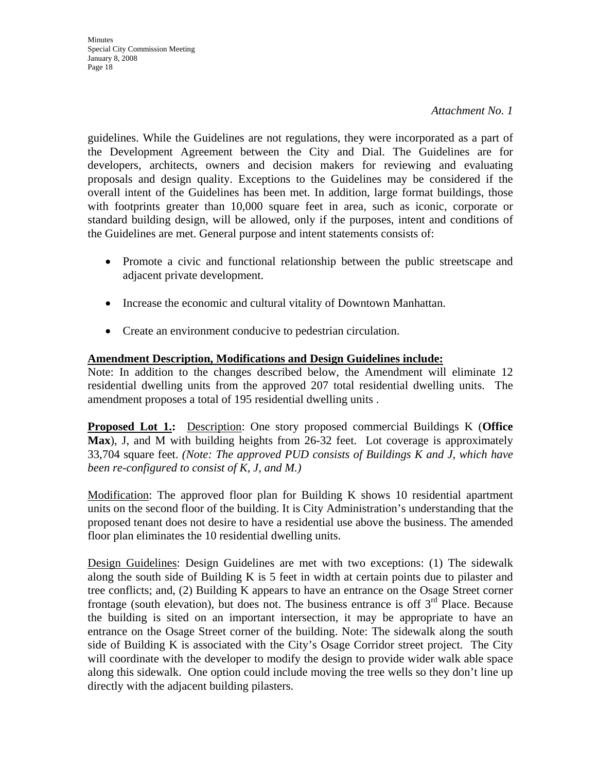*Attachment No. 1*

guidelines. While the Guidelines are not regulations, they were incorporated as a part of the Development Agreement between the City and Dial. The Guidelines are for developers, architects, owners and decision makers for reviewing and evaluating proposals and design quality. Exceptions to the Guidelines may be considered if the overall intent of the Guidelines has been met. In addition, large format buildings, those with footprints greater than 10,000 square feet in area, such as iconic, corporate or standard building design, will be allowed, only if the purposes, intent and conditions of the Guidelines are met. General purpose and intent statements consists of:

- Promote a civic and functional relationship between the public streetscape and adjacent private development.
- Increase the economic and cultural vitality of Downtown Manhattan.
- Create an environment conducive to pedestrian circulation.

**Amendment Description, Modifications and Design Guidelines include:**

Note: In addition to the changes described below, the Amendment will eliminate 12 residential dwelling units from the approved 207 total residential dwelling units. The amendment proposes a total of 195 residential dwelling units .

**Proposed Lot 1.:** Description: One story proposed commercial Buildings K (**Office Max**), J, and M with building heights from 26-32 feet. Lot coverage is approximately 33,704 square feet. *(Note: The approved PUD consists of Buildings K and J, which have been re-configured to consist of K, J, and M.)*

Modification: The approved floor plan for Building K shows 10 residential apartment units on the second floor of the building. It is City Administration's understanding that the proposed tenant does not desire to have a residential use above the business. The amended floor plan eliminates the 10 residential dwelling units.

Design Guidelines: Design Guidelines are met with two exceptions: (1) The sidewalk along the south side of Building K is 5 feet in width at certain points due to pilaster and tree conflicts; and, (2) Building K appears to have an entrance on the Osage Street corner frontage (south elevation), but does not. The business entrance is off 3rd Place. Because the building is sited on an important intersection, it may be appropriate to have an entrance on the Osage Street corner of the building. Note: The sidewalk along the south side of Building K is associated with the City's Osage Corridor street project. The City will coordinate with the developer to modify the design to provide wider walk able space along this sidewalk. One option could include moving the tree wells so they don't line up directly with the adjacent building pilasters.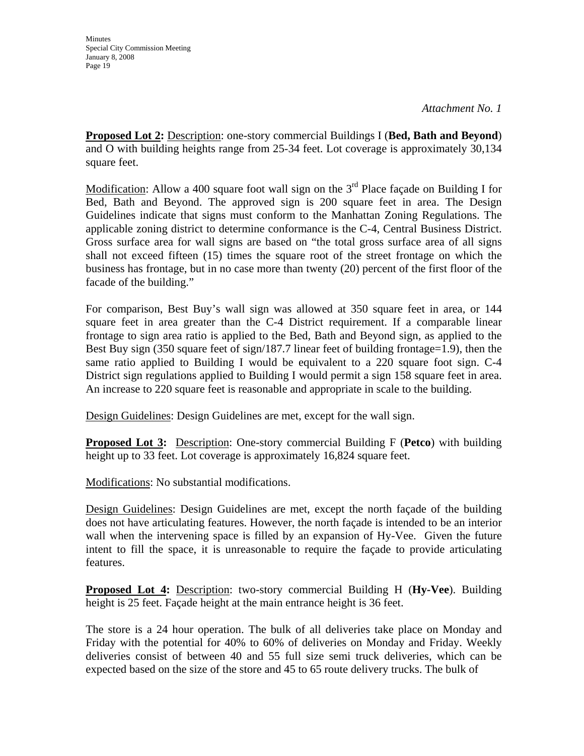*Attachment No. 1*

**Proposed Lot 2:** Description: one-story commercial Buildings I (**Bed, Bath and Beyond**) and O with building heights range from 25-34 feet. Lot coverage is approximately 30,134 square feet.

Modification: Allow a 400 square foot wall sign on the 3rd Place façade on Building I for Bed, Bath and Beyond. The approved sign is 200 square feet in area. The Design Guidelines indicate that signs must conform to the Manhattan Zoning Regulations. The applicable zoning district to determine conformance is the C-4, Central Business District. Gross surface area for wall signs are based on "the total gross surface area of all signs shall not exceed fifteen (15) times the square root of the street frontage on which the business has frontage, but in no case more than twenty (20) percent of the first floor of the facade of the building."

For comparison, Best Buy's wall sign was allowed at 350 square feet in area, or 144 square feet in area greater than the C-4 District requirement. If a comparable linear frontage to sign area ratio is applied to the Bed, Bath and Beyond sign, as applied to the Best Buy sign (350 square feet of sign/187.7 linear feet of building frontage=1.9), then the same ratio applied to Building I would be equivalent to a 220 square foot sign. C-4 District sign regulations applied to Building I would permit a sign 158 square feet in area. An increase to 220 square feet is reasonable and appropriate in scale to the building.

Design Guidelines: Design Guidelines are met, except for the wall sign.

**Proposed Lot 3:** Description: One-story commercial Building F (**Petco**) with building height up to 33 feet. Lot coverage is approximately 16,824 square feet.

Modifications: No substantial modifications.

Design Guidelines: Design Guidelines are met, except the north façade of the building does not have articulating features. However, the north façade is intended to be an interior wall when the intervening space is filled by an expansion of Hy-Vee. Given the future intent to fill the space, it is unreasonable to require the façade to provide articulating features.

**Proposed Lot 4:** Description: two-story commercial Building H (**Hy-Vee**). Building height is 25 feet. Façade height at the main entrance height is 36 feet.

The store is a 24 hour operation. The bulk of all deliveries take place on Monday and Friday with the potential for 40% to 60% of deliveries on Monday and Friday. Weekly deliveries consist of between 40 and 55 full size semi truck deliveries, which can be expected based on the size of the store and 45 to 65 route delivery trucks. The bulk of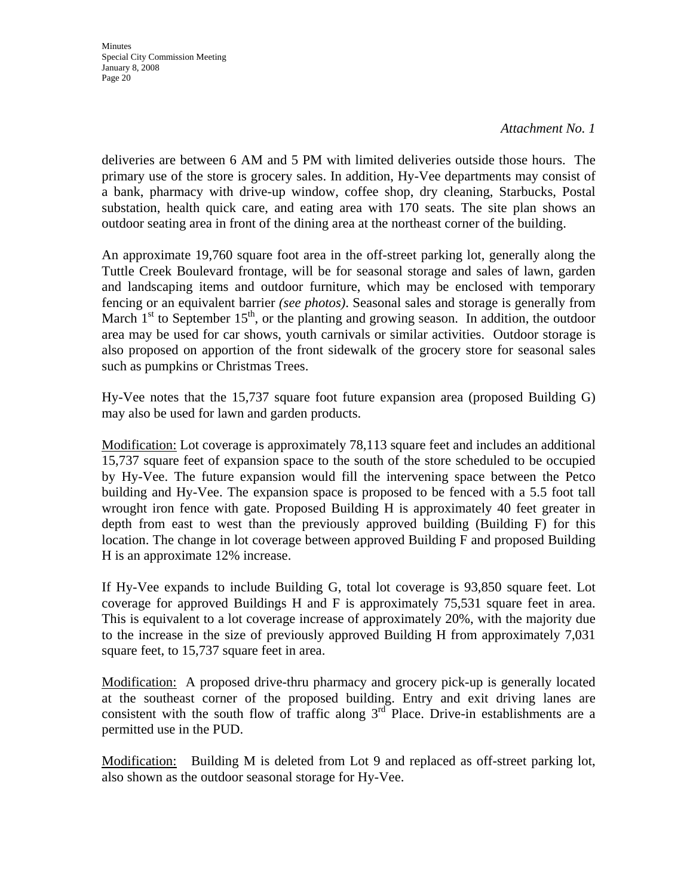*Attachment No. 1*

deliveries are between 6 AM and 5 PM with limited deliveries outside those hours. The primary use of the store is grocery sales. In addition, Hy-Vee departments may consist of a bank, pharmacy with drive-up window, coffee shop, dry cleaning, Starbucks, Postal substation, health quick care, and eating area with 170 seats. The site plan shows an outdoor seating area in front of the dining area at the northeast corner of the building.

An approximate 19,760 square foot area in the off-street parking lot, generally along the Tuttle Creek Boulevard frontage, will be for seasonal storage and sales of lawn, garden and landscaping items and outdoor furniture, which may be enclosed with temporary fencing or an equivalent barrier *(see photos)*. Seasonal sales and storage is generally from March 1st to September 15th, or the planting and growing season. In addition, the outdoor area may be used for car shows, youth carnivals or similar activities. Outdoor storage is also proposed on apportion of the front sidewalk of the grocery store for seasonal sales such as pumpkins or Christmas Trees.

Hy-Vee notes that the 15,737 square foot future expansion area (proposed Building G) may also be used for lawn and garden products.

Modification: Lot coverage is approximately 78,113 square feet and includes an additional 15,737 square feet of expansion space to the south of the store scheduled to be occupied by Hy-Vee. The future expansion would fill the intervening space between the Petco building and Hy-Vee. The expansion space is proposed to be fenced with a 5.5 foot tall wrought iron fence with gate. Proposed Building H is approximately 40 feet greater in depth from east to west than the previously approved building (Building F) for this location. The change in lot coverage between approved Building F and proposed Building H is an approximate 12% increase.

If Hy-Vee expands to include Building G, total lot coverage is 93,850 square feet. Lot coverage for approved Buildings H and F is approximately 75,531 square feet in area. This is equivalent to a lot coverage increase of approximately 20%, with the majority due to the increase in the size of previously approved Building H from approximately 7,031 square feet, to 15,737 square feet in area.

Modification: A proposed drive-thru pharmacy and grocery pick-up is generally located at the southeast corner of the proposed building. Entry and exit driving lanes are consistent with the south flow of traffic along 3rd Place. Drive-in establishments are a permitted use in the PUD.

Modification: Building M is deleted from Lot 9 and replaced as off-street parking lot, also shown as the outdoor seasonal storage for Hy-Vee.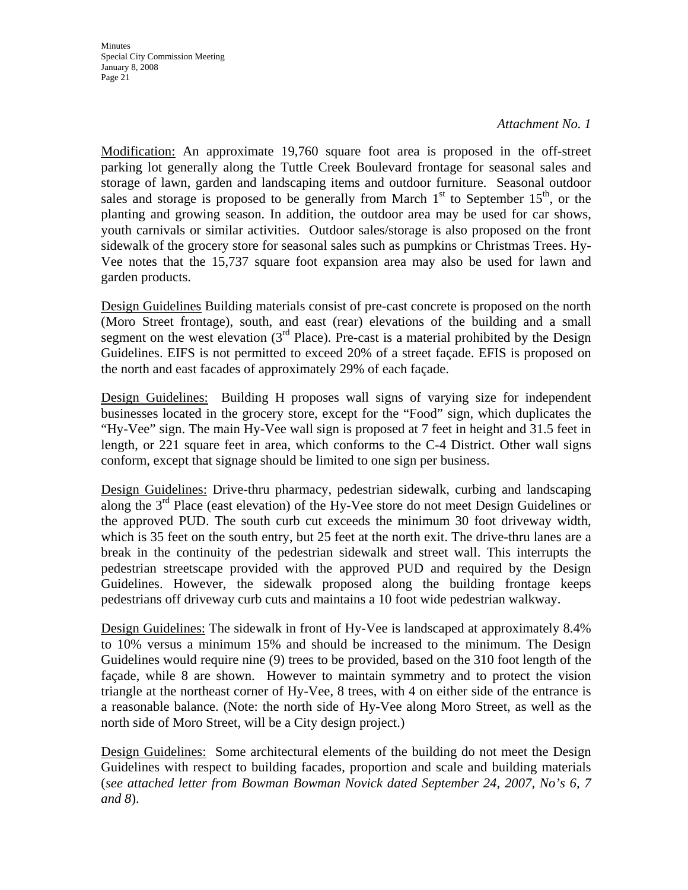*Attachment No. 1*

Modification: An approximate 19,760 square foot area is proposed in the off-street parking lot generally along the Tuttle Creek Boulevard frontage for seasonal sales and storage of lawn, garden and landscaping items and outdoor furniture. Seasonal outdoor sales and storage is proposed to be generally from March 1st to September 15th, or the planting and growing season. In addition, the outdoor area may be used for car shows, youth carnivals or similar activities. Outdoor sales/storage is also proposed on the front sidewalk of the grocery store for seasonal sales such as pumpkins or Christmas Trees. Hy-Vee notes that the 15,737 square foot expansion area may also be used for lawn and garden products.

Design Guidelines Building materials consist of pre-cast concrete is proposed on the north (Moro Street frontage), south, and east (rear) elevations of the building and a small segment on the west elevation (3rd Place). Pre-cast is a material prohibited by the Design Guidelines. EIFS is not permitted to exceed 20% of a street façade. EFIS is proposed on the north and east facades of approximately 29% of each façade.

Design Guidelines: Building H proposes wall signs of varying size for independent businesses located in the grocery store, except for the "Food" sign, which duplicates the "Hy-Vee" sign. The main Hy-Vee wall sign is proposed at 7 feet in height and 31.5 feet in length, or 221 square feet in area, which conforms to the C-4 District. Other wall signs conform, except that signage should be limited to one sign per business.

Design Guidelines: Drive-thru pharmacy, pedestrian sidewalk, curbing and landscaping along the 3rd Place (east elevation) of the Hy-Vee store do not meet Design Guidelines or the approved PUD. The south curb cut exceeds the minimum 30 foot driveway width, which is 35 feet on the south entry, but 25 feet at the north exit. The drive-thru lanes are a break in the continuity of the pedestrian sidewalk and street wall. This interrupts the pedestrian streetscape provided with the approved PUD and required by the Design Guidelines. However, the sidewalk proposed along the building frontage keeps pedestrians off driveway curb cuts and maintains a 10 foot wide pedestrian walkway.

Design Guidelines: The sidewalk in front of Hy-Vee is landscaped at approximately 8.4% to 10% versus a minimum 15% and should be increased to the minimum. The Design Guidelines would require nine (9) trees to be provided, based on the 310 foot length of the façade, while 8 are shown. However to maintain symmetry and to protect the vision triangle at the northeast corner of Hy-Vee, 8 trees, with 4 on either side of the entrance is a reasonable balance. (Note: the north side of Hy-Vee along Moro Street, as well as the north side of Moro Street, will be a City design project.)

Design Guidelines: Some architectural elements of the building do not meet the Design Guidelines with respect to building facades, proportion and scale and building materials (*see attached letter from Bowman Bowman Novick dated September 24, 2007, No's 6, 7 and 8*).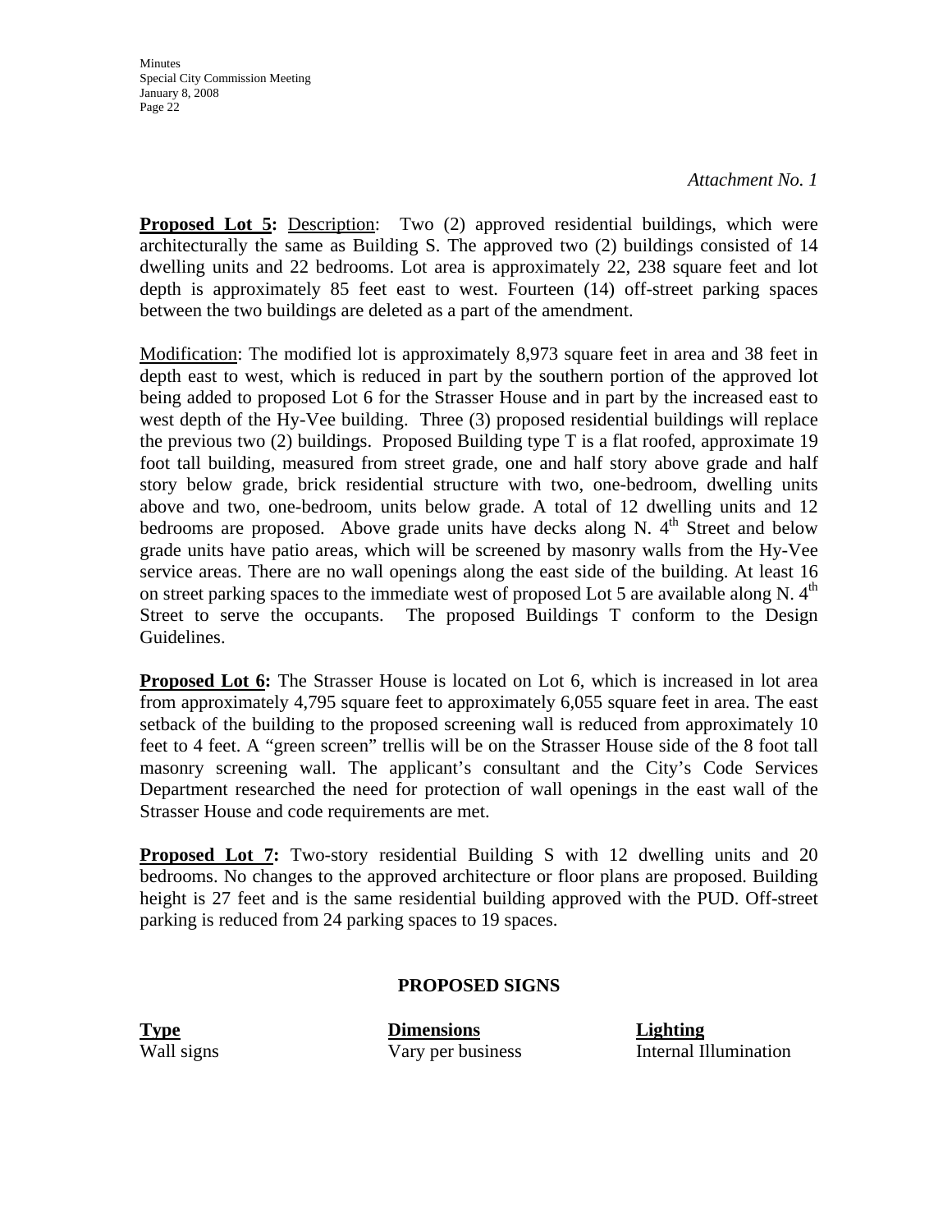*Attachment No. 1*

**Proposed Lot 5:** Description: Two (2) approved residential buildings, which were architecturally the same as Building S. The approved two (2) buildings consisted of 14 dwelling units and 22 bedrooms. Lot area is approximately 22, 238 square feet and lot depth is approximately 85 feet east to west. Fourteen (14) off-street parking spaces between the two buildings are deleted as a part of the amendment.

Modification: The modified lot is approximately 8,973 square feet in area and 38 feet in depth east to west, which is reduced in part by the southern portion of the approved lot being added to proposed Lot 6 for the Strasser House and in part by the increased east to west depth of the Hy-Vee building. Three (3) proposed residential buildings will replace the previous two (2) buildings. Proposed Building type T is a flat roofed, approximate 19 foot tall building, measured from street grade, one and half story above grade and half story below grade, brick residential structure with two, one-bedroom, dwelling units above and two, one-bedroom, units below grade. A total of 12 dwelling units and 12 bedrooms are proposed. Above grade units have decks along N. 4th Street and below grade units have patio areas, which will be screened by masonry walls from the Hy-Vee service areas. There are no wall openings along the east side of the building. At least 16 on street parking spaces to the immediate west of proposed Lot 5 are available along N. 4th Street to serve the occupants. The proposed Buildings T conform to the Design Guidelines.

**Proposed Lot 6:** The Strasser House is located on Lot 6, which is increased in lot area from approximately 4,795 square feet to approximately 6,055 square feet in area. The east setback of the building to the proposed screening wall is reduced from approximately 10 feet to 4 feet. A "green screen" trellis will be on the Strasser House side of the 8 foot tall masonry screening wall. The applicant's consultant and the City's Code Services Department researched the need for protection of wall openings in the east wall of the Strasser House and code requirements are met.

**Proposed Lot 7:** Two-story residential Building S with 12 dwelling units and 20 bedrooms. No changes to the approved architecture or floor plans are proposed. Building height is 27 feet and is the same residential building approved with the PUD. Off-street parking is reduced from 24 parking spaces to 19 spaces.

**PROPOSED SIGNS**

| Type | Dimensions | Lighting |
|---|---|---|
| Wall signs | Vary per business | Internal Illumination |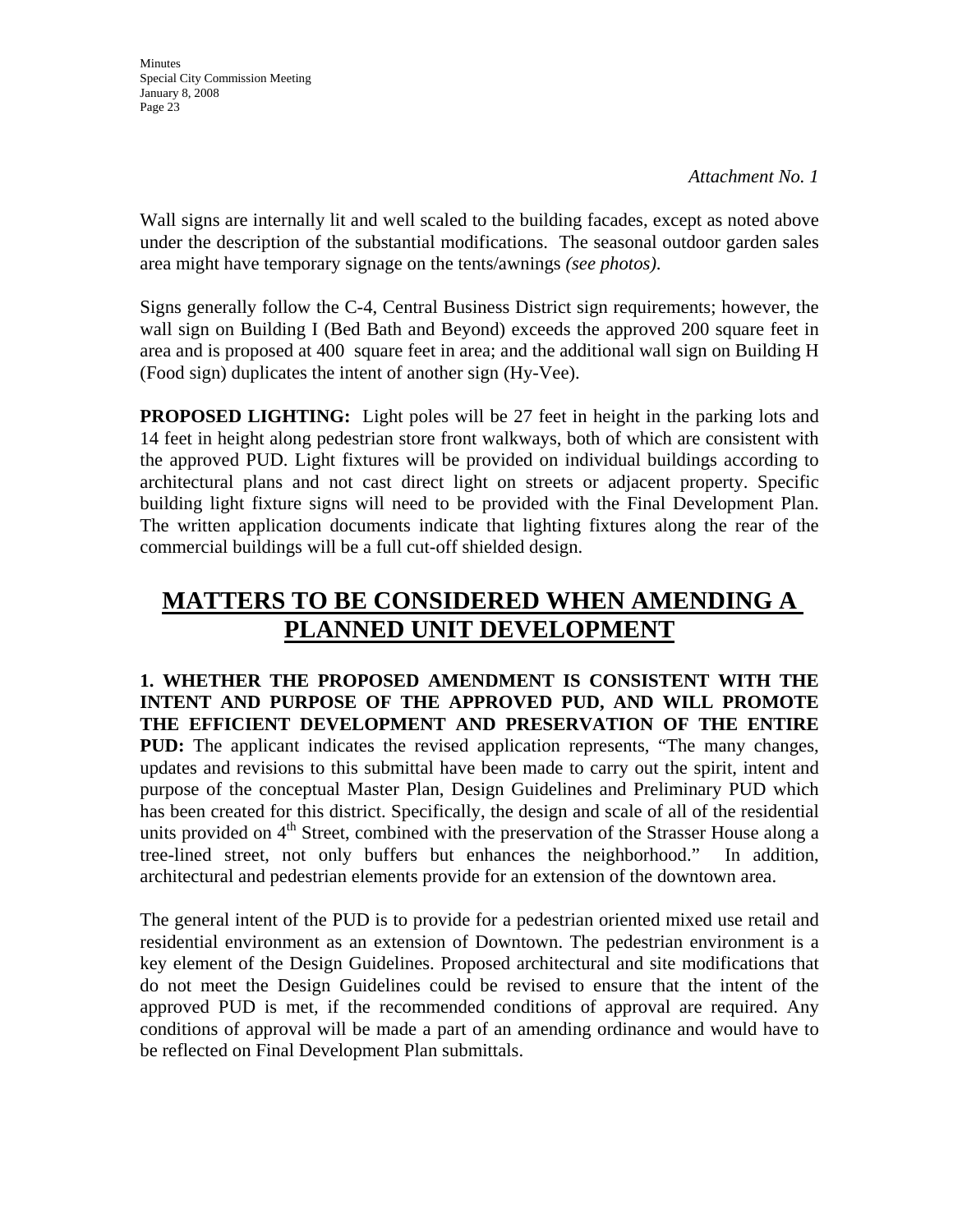*Attachment No. 1*

Wall signs are internally lit and well scaled to the building facades, except as noted above under the description of the substantial modifications. The seasonal outdoor garden sales area might have temporary signage on the tents/awnings *(see photos)*.

Signs generally follow the C-4, Central Business District sign requirements; however, the wall sign on Building I (Bed Bath and Beyond) exceeds the approved 200 square feet in area and is proposed at 400 square feet in area; and the additional wall sign on Building H (Food sign) duplicates the intent of another sign (Hy-Vee).

**PROPOSED LIGHTING:** Light poles will be 27 feet in height in the parking lots and 14 feet in height along pedestrian store front walkways, both of which are consistent with the approved PUD. Light fixtures will be provided on individual buildings according to architectural plans and not cast direct light on streets or adjacent property. Specific building light fixture signs will need to be provided with the Final Development Plan. The written application documents indicate that lighting fixtures along the rear of the commercial buildings will be a full cut-off shielded design.

## MATTERS TO BE CONSIDERED WHEN AMENDING A PLANNED UNIT DEVELOPMENT

**1. WHETHER THE PROPOSED AMENDMENT IS CONSISTENT WITH THE INTENT AND PURPOSE OF THE APPROVED PUD, AND WILL PROMOTE THE EFFICIENT DEVELOPMENT AND PRESERVATION OF THE ENTIRE PUD:** The applicant indicates the revised application represents, "The many changes, updates and revisions to this submittal have been made to carry out the spirit, intent and purpose of the conceptual Master Plan, Design Guidelines and Preliminary PUD which has been created for this district. Specifically, the design and scale of all of the residential units provided on 4th Street, combined with the preservation of the Strasser House along a tree-lined street, not only buffers but enhances the neighborhood." In addition, architectural and pedestrian elements provide for an extension of the downtown area.

The general intent of the PUD is to provide for a pedestrian oriented mixed use retail and residential environment as an extension of Downtown. The pedestrian environment is a key element of the Design Guidelines. Proposed architectural and site modifications that do not meet the Design Guidelines could be revised to ensure that the intent of the approved PUD is met, if the recommended conditions of approval are required. Any conditions of approval will be made a part of an amending ordinance and would have to be reflected on Final Development Plan submittals.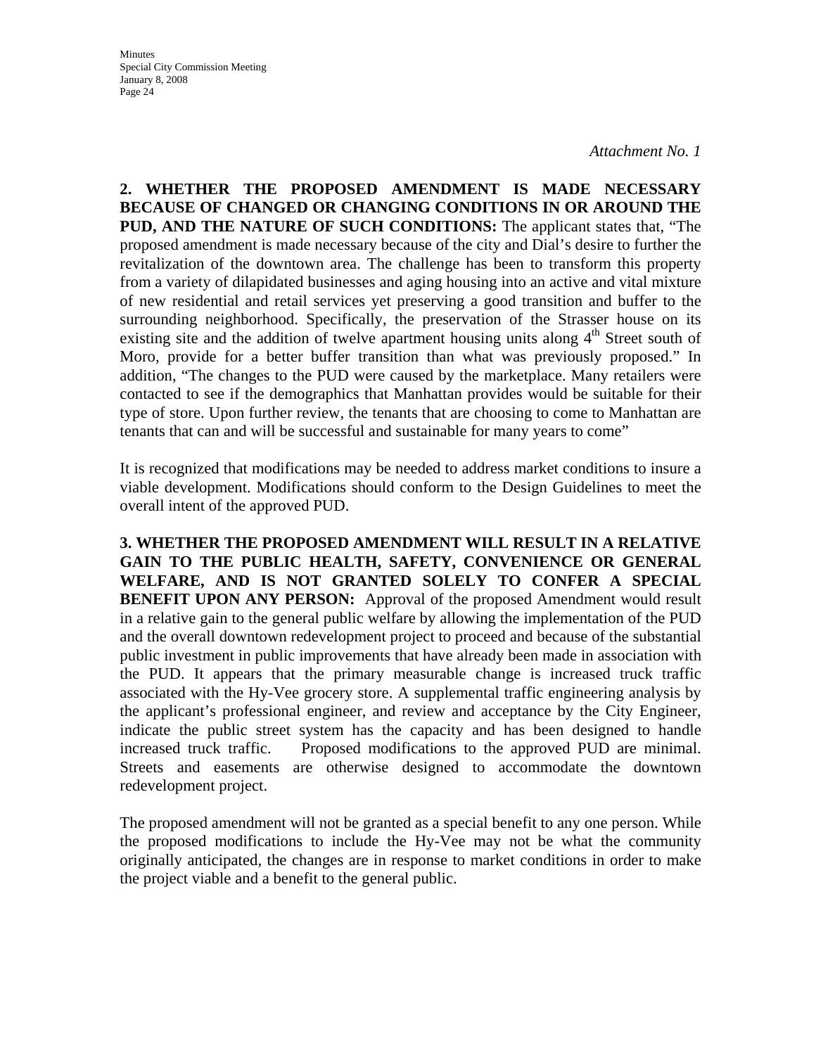*Attachment No. 1*

**2. WHETHER THE PROPOSED AMENDMENT IS MADE NECESSARY BECAUSE OF CHANGED OR CHANGING CONDITIONS IN OR AROUND THE PUD, AND THE NATURE OF SUCH CONDITIONS:** The applicant states that, "The proposed amendment is made necessary because of the city and Dial's desire to further the revitalization of the downtown area. The challenge has been to transform this property from a variety of dilapidated businesses and aging housing into an active and vital mixture of new residential and retail services yet preserving a good transition and buffer to the surrounding neighborhood. Specifically, the preservation of the Strasser house on its existing site and the addition of twelve apartment housing units along 4th Street south of Moro, provide for a better buffer transition than what was previously proposed." In addition, "The changes to the PUD were caused by the marketplace. Many retailers were contacted to see if the demographics that Manhattan provides would be suitable for their type of store. Upon further review, the tenants that are choosing to come to Manhattan are tenants that can and will be successful and sustainable for many years to come"

It is recognized that modifications may be needed to address market conditions to insure a viable development. Modifications should conform to the Design Guidelines to meet the overall intent of the approved PUD.

**3. WHETHER THE PROPOSED AMENDMENT WILL RESULT IN A RELATIVE GAIN TO THE PUBLIC HEALTH, SAFETY, CONVENIENCE OR GENERAL WELFARE, AND IS NOT GRANTED SOLELY TO CONFER A SPECIAL BENEFIT UPON ANY PERSON:** Approval of the proposed Amendment would result in a relative gain to the general public welfare by allowing the implementation of the PUD and the overall downtown redevelopment project to proceed and because of the substantial public investment in public improvements that have already been made in association with the PUD. It appears that the primary measurable change is increased truck traffic associated with the Hy-Vee grocery store. A supplemental traffic engineering analysis by the applicant's professional engineer, and review and acceptance by the City Engineer, indicate the public street system has the capacity and has been designed to handle increased truck traffic. Proposed modifications to the approved PUD are minimal. Streets and easements are otherwise designed to accommodate the downtown redevelopment project.

The proposed amendment will not be granted as a special benefit to any one person. While the proposed modifications to include the Hy-Vee may not be what the community originally anticipated, the changes are in response to market conditions in order to make the project viable and a benefit to the general public.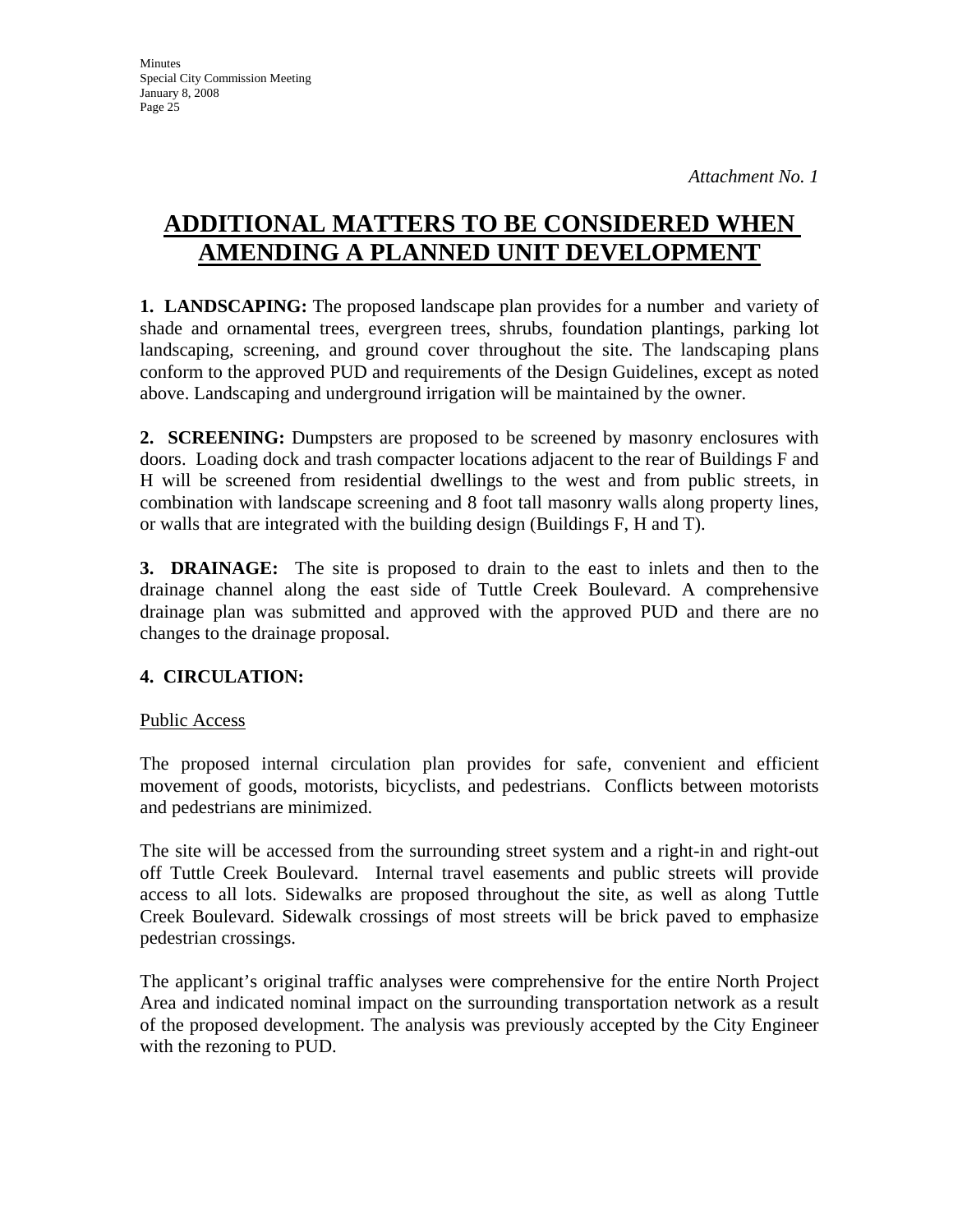*Attachment No. 1*

# ADDITIONAL MATTERS TO BE CONSIDERED WHEN AMENDING A PLANNED UNIT DEVELOPMENT

**1. LANDSCAPING:** The proposed landscape plan provides for a number and variety of shade and ornamental trees, evergreen trees, shrubs, foundation plantings, parking lot landscaping, screening, and ground cover throughout the site. The landscaping plans conform to the approved PUD and requirements of the Design Guidelines, except as noted above. Landscaping and underground irrigation will be maintained by the owner.

**2. SCREENING:** Dumpsters are proposed to be screened by masonry enclosures with doors. Loading dock and trash compacter locations adjacent to the rear of Buildings F and H will be screened from residential dwellings to the west and from public streets, in combination with landscape screening and 8 foot tall masonry walls along property lines, or walls that are integrated with the building design (Buildings F, H and T).

**3. DRAINAGE:** The site is proposed to drain to the east to inlets and then to the drainage channel along the east side of Tuttle Creek Boulevard. A comprehensive drainage plan was submitted and approved with the approved PUD and there are no changes to the drainage proposal.

**4. CIRCULATION:**

Public Access

The proposed internal circulation plan provides for safe, convenient and efficient movement of goods, motorists, bicyclists, and pedestrians. Conflicts between motorists and pedestrians are minimized.

The site will be accessed from the surrounding street system and a right-in and right-out off Tuttle Creek Boulevard. Internal travel easements and public streets will provide access to all lots. Sidewalks are proposed throughout the site, as well as along Tuttle Creek Boulevard. Sidewalk crossings of most streets will be brick paved to emphasize pedestrian crossings.

The applicant's original traffic analyses were comprehensive for the entire North Project Area and indicated nominal impact on the surrounding transportation network as a result of the proposed development. The analysis was previously accepted by the City Engineer with the rezoning to PUD.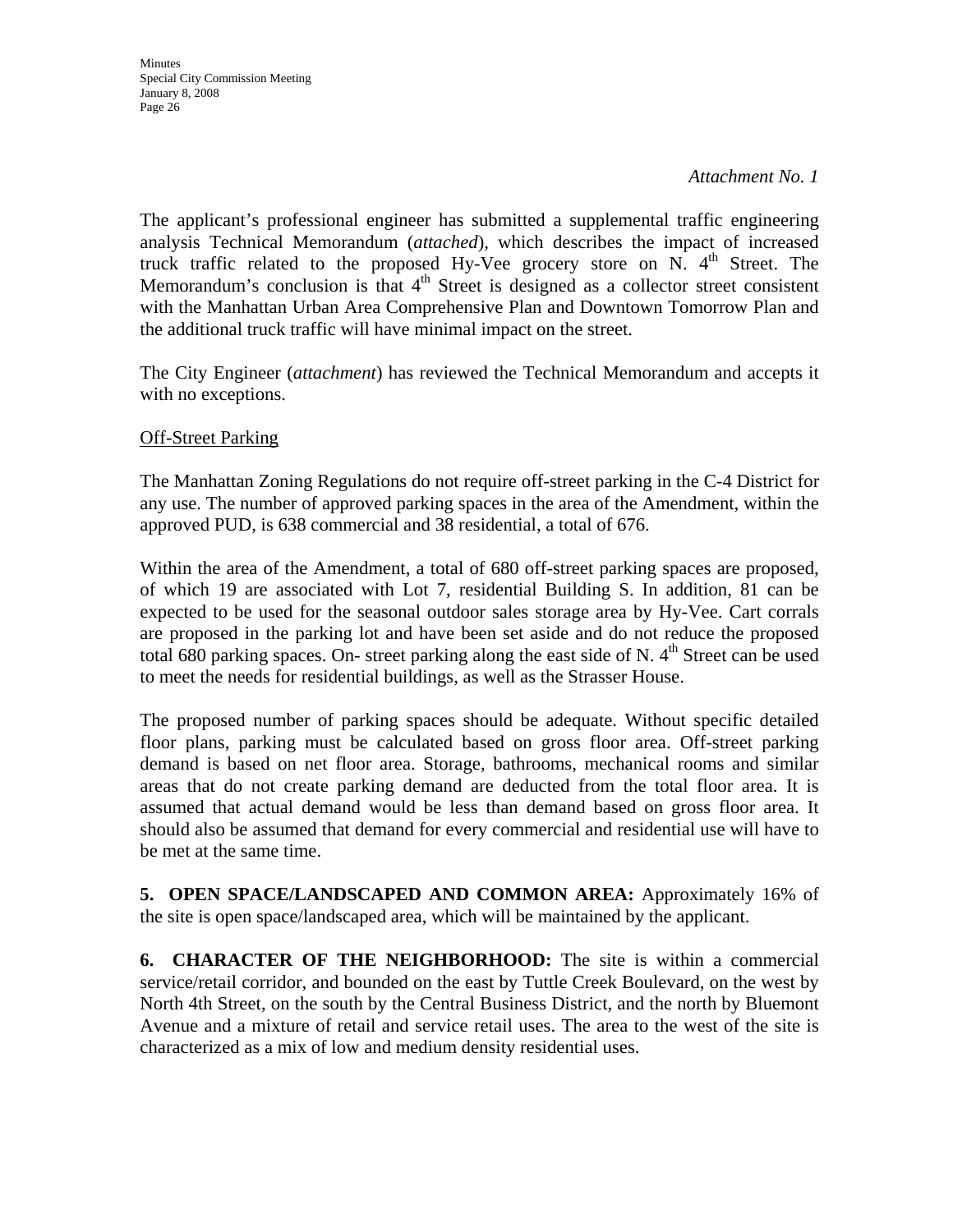*Attachment No. 1*

The applicant's professional engineer has submitted a supplemental traffic engineering analysis Technical Memorandum (*attached*), which describes the impact of increased truck traffic related to the proposed Hy-Vee grocery store on N. 4th Street. The Memorandum's conclusion is that 4th Street is designed as a collector street consistent with the Manhattan Urban Area Comprehensive Plan and Downtown Tomorrow Plan and the additional truck traffic will have minimal impact on the street.

The City Engineer (*attachment*) has reviewed the Technical Memorandum and accepts it with no exceptions.

<u>Off-Street Parking</u>

The Manhattan Zoning Regulations do not require off-street parking in the C-4 District for any use. The number of approved parking spaces in the area of the Amendment, within the approved PUD, is 638 commercial and 38 residential, a total of 676.

Within the area of the Amendment, a total of 680 off-street parking spaces are proposed, of which 19 are associated with Lot 7, residential Building S. In addition, 81 can be expected to be used for the seasonal outdoor sales storage area by Hy-Vee. Cart corrals are proposed in the parking lot and have been set aside and do not reduce the proposed total 680 parking spaces. On- street parking along the east side of N. 4th Street can be used to meet the needs for residential buildings, as well as the Strasser House.

The proposed number of parking spaces should be adequate. Without specific detailed floor plans, parking must be calculated based on gross floor area. Off-street parking demand is based on net floor area. Storage, bathrooms, mechanical rooms and similar areas that do not create parking demand are deducted from the total floor area. It is assumed that actual demand would be less than demand based on gross floor area. It should also be assumed that demand for every commercial and residential use will have to be met at the same time.

**5. OPEN SPACE/LANDSCAPED AND COMMON AREA:** Approximately 16% of the site is open space/landscaped area, which will be maintained by the applicant.

**6. CHARACTER OF THE NEIGHBORHOOD:** The site is within a commercial service/retail corridor, and bounded on the east by Tuttle Creek Boulevard, on the west by North 4th Street, on the south by the Central Business District, and the north by Bluemont Avenue and a mixture of retail and service retail uses. The area to the west of the site is characterized as a mix of low and medium density residential uses.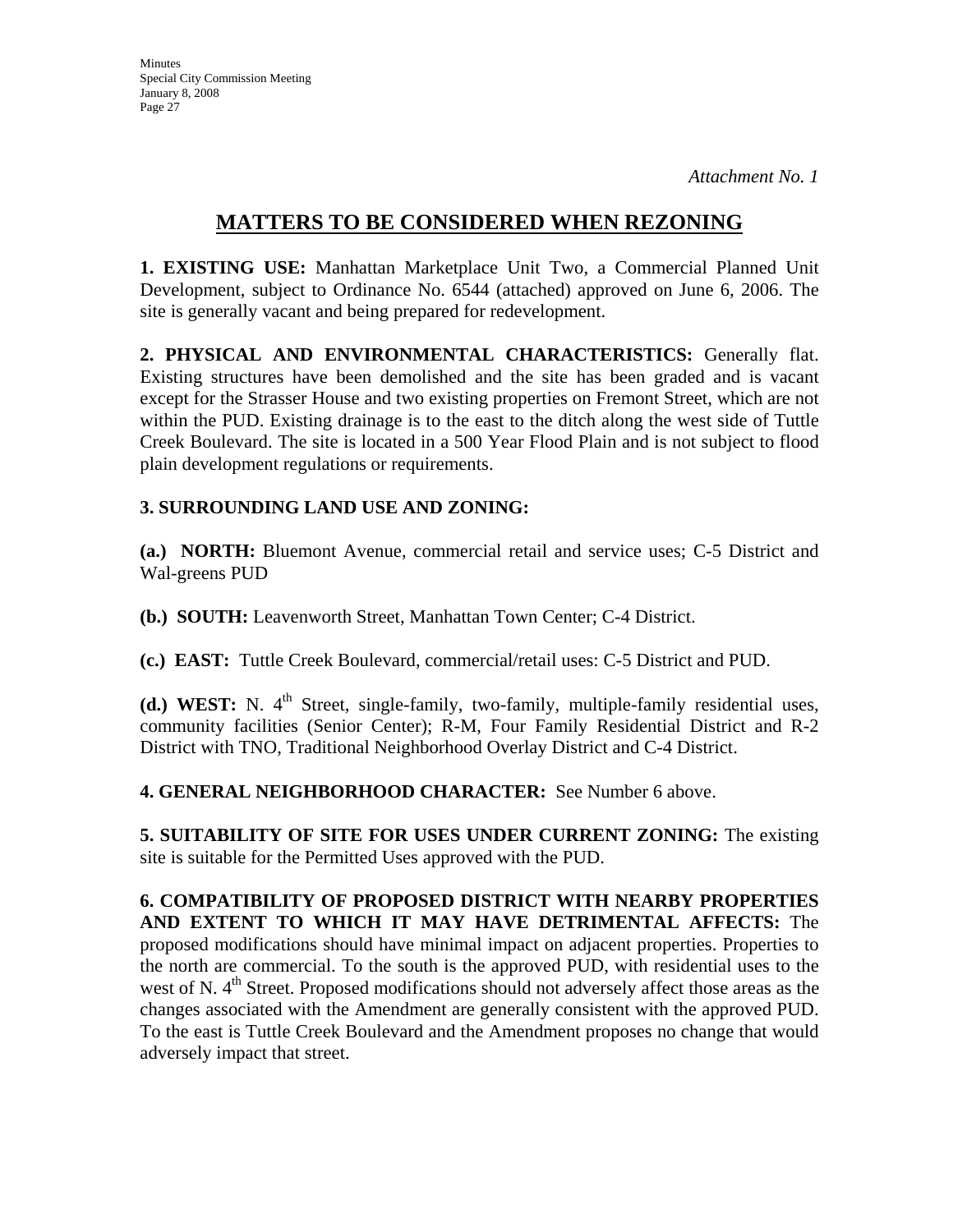*Attachment No. 1*

# MATTERS TO BE CONSIDERED WHEN REZONING

**1. EXISTING USE:** Manhattan Marketplace Unit Two, a Commercial Planned Unit Development, subject to Ordinance No. 6544 (attached) approved on June 6, 2006. The site is generally vacant and being prepared for redevelopment.

**2. PHYSICAL AND ENVIRONMENTAL CHARACTERISTICS:** Generally flat. Existing structures have been demolished and the site has been graded and is vacant except for the Strasser House and two existing properties on Fremont Street, which are not within the PUD. Existing drainage is to the east to the ditch along the west side of Tuttle Creek Boulevard. The site is located in a 500 Year Flood Plain and is not subject to flood plain development regulations or requirements.

**3. SURROUNDING LAND USE AND ZONING:**

**(a.) NORTH:** Bluemont Avenue, commercial retail and service uses; C-5 District and Wal-greens PUD

**(b.) SOUTH:** Leavenworth Street, Manhattan Town Center; C-4 District.

**(c.) EAST:** Tuttle Creek Boulevard, commercial/retail uses: C-5 District and PUD.

**(d.) WEST:** N. 4th Street, single-family, two-family, multiple-family residential uses, community facilities (Senior Center); R-M, Four Family Residential District and R-2 District with TNO, Traditional Neighborhood Overlay District and C-4 District.

**4. GENERAL NEIGHBORHOOD CHARACTER:** See Number 6 above.

**5. SUITABILITY OF SITE FOR USES UNDER CURRENT ZONING:** The existing site is suitable for the Permitted Uses approved with the PUD.

**6. COMPATIBILITY OF PROPOSED DISTRICT WITH NEARBY PROPERTIES AND EXTENT TO WHICH IT MAY HAVE DETRIMENTAL AFFECTS:** The proposed modifications should have minimal impact on adjacent properties. Properties to the north are commercial. To the south is the approved PUD, with residential uses to the west of N. 4th Street. Proposed modifications should not adversely affect those areas as the changes associated with the Amendment are generally consistent with the approved PUD. To the east is Tuttle Creek Boulevard and the Amendment proposes no change that would adversely impact that street.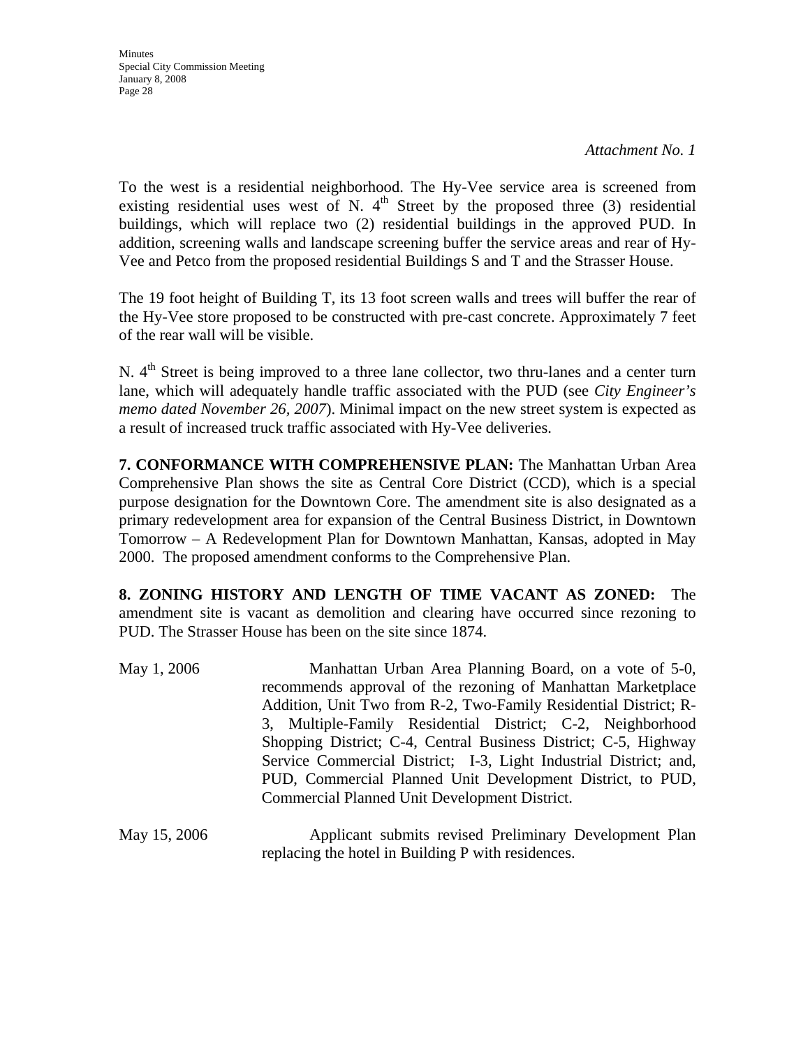*Attachment No. 1*

To the west is a residential neighborhood. The Hy-Vee service area is screened from existing residential uses west of N. 4th Street by the proposed three (3) residential buildings, which will replace two (2) residential buildings in the approved PUD. In addition, screening walls and landscape screening buffer the service areas and rear of Hy-Vee and Petco from the proposed residential Buildings S and T and the Strasser House.

The 19 foot height of Building T, its 13 foot screen walls and trees will buffer the rear of the Hy-Vee store proposed to be constructed with pre-cast concrete. Approximately 7 feet of the rear wall will be visible.

N. 4th Street is being improved to a three lane collector, two thru-lanes and a center turn lane, which will adequately handle traffic associated with the PUD (see *City Engineer's memo dated November 26, 2007*). Minimal impact on the new street system is expected as a result of increased truck traffic associated with Hy-Vee deliveries.

**7. CONFORMANCE WITH COMPREHENSIVE PLAN:** The Manhattan Urban Area Comprehensive Plan shows the site as Central Core District (CCD), which is a special purpose designation for the Downtown Core. The amendment site is also designated as a primary redevelopment area for expansion of the Central Business District, in Downtown Tomorrow – A Redevelopment Plan for Downtown Manhattan, Kansas, adopted in May 2000. The proposed amendment conforms to the Comprehensive Plan.

**8. ZONING HISTORY AND LENGTH OF TIME VACANT AS ZONED:** The amendment site is vacant as demolition and clearing have occurred since rezoning to PUD. The Strasser House has been on the site since 1874.

May 1, 2006 — Manhattan Urban Area Planning Board, on a vote of 5-0, recommends approval of the rezoning of Manhattan Marketplace Addition, Unit Two from R-2, Two-Family Residential District; R-3, Multiple-Family Residential District; C-2, Neighborhood Shopping District; C-4, Central Business District; C-5, Highway Service Commercial District; I-3, Light Industrial District; and, PUD, Commercial Planned Unit Development District, to PUD, Commercial Planned Unit Development District.

May 15, 2006 — Applicant submits revised Preliminary Development Plan replacing the hotel in Building P with residences.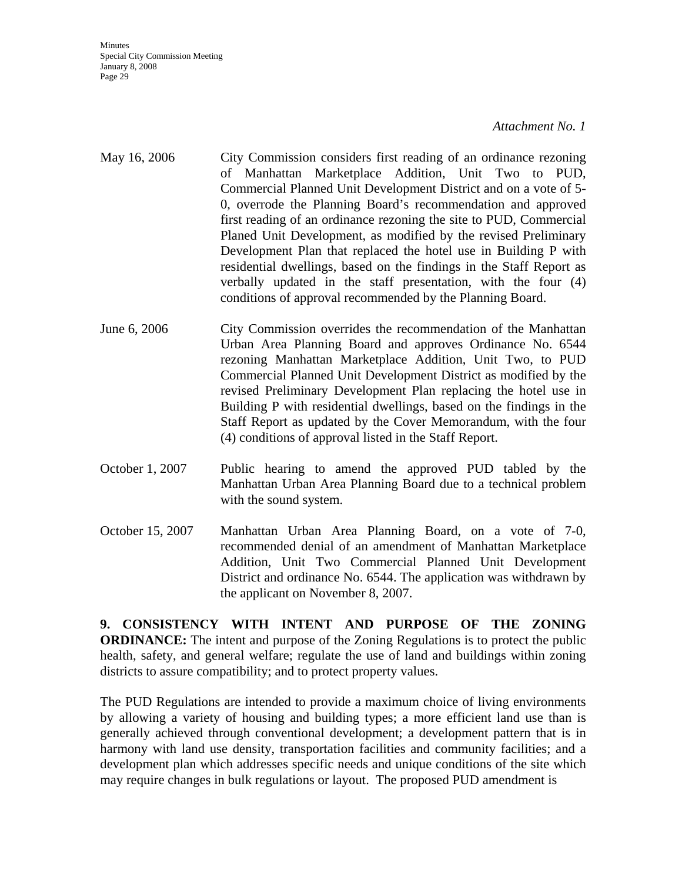*Attachment No. 1*

| | |
|---|---|
| May 16, 2006 | City Commission considers first reading of an ordinance rezoning of Manhattan Marketplace Addition, Unit Two to PUD, Commercial Planned Unit Development District and on a vote of 5-0, overrode the Planning Board's recommendation and approved first reading of an ordinance rezoning the site to PUD, Commercial Planed Unit Development, as modified by the revised Preliminary Development Plan that replaced the hotel use in Building P with residential dwellings, based on the findings in the Staff Report as verbally updated in the staff presentation, with the four (4) conditions of approval recommended by the Planning Board. |
| June 6, 2006 | City Commission overrides the recommendation of the Manhattan Urban Area Planning Board and approves Ordinance No. 6544 rezoning Manhattan Marketplace Addition, Unit Two, to PUD Commercial Planned Unit Development District as modified by the revised Preliminary Development Plan replacing the hotel use in Building P with residential dwellings, based on the findings in the Staff Report as updated by the Cover Memorandum, with the four (4) conditions of approval listed in the Staff Report. |
| October 1, 2007 | Public hearing to amend the approved PUD tabled by the Manhattan Urban Area Planning Board due to a technical problem with the sound system. |
| October 15, 2007 | Manhattan Urban Area Planning Board, on a vote of 7-0, recommended denial of an amendment of Manhattan Marketplace Addition, Unit Two Commercial Planned Unit Development District and ordinance No. 6544. The application was withdrawn by the applicant on November 8, 2007. |

**9. CONSISTENCY WITH INTENT AND PURPOSE OF THE ZONING ORDINANCE:** The intent and purpose of the Zoning Regulations is to protect the public health, safety, and general welfare; regulate the use of land and buildings within zoning districts to assure compatibility; and to protect property values.

The PUD Regulations are intended to provide a maximum choice of living environments by allowing a variety of housing and building types; a more efficient land use than is generally achieved through conventional development; a development pattern that is in harmony with land use density, transportation facilities and community facilities; and a development plan which addresses specific needs and unique conditions of the site which may require changes in bulk regulations or layout. The proposed PUD amendment is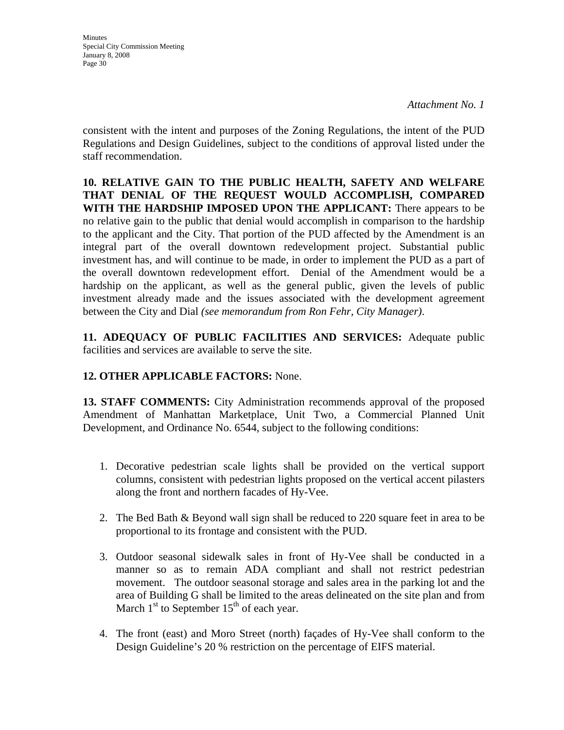*Attachment No. 1*

consistent with the intent and purposes of the Zoning Regulations, the intent of the PUD Regulations and Design Guidelines, subject to the conditions of approval listed under the staff recommendation.

**10. RELATIVE GAIN TO THE PUBLIC HEALTH, SAFETY AND WELFARE THAT DENIAL OF THE REQUEST WOULD ACCOMPLISH, COMPARED WITH THE HARDSHIP IMPOSED UPON THE APPLICANT:** There appears to be no relative gain to the public that denial would accomplish in comparison to the hardship to the applicant and the City. That portion of the PUD affected by the Amendment is an integral part of the overall downtown redevelopment project. Substantial public investment has, and will continue to be made, in order to implement the PUD as a part of the overall downtown redevelopment effort. Denial of the Amendment would be a hardship on the applicant, as well as the general public, given the levels of public investment already made and the issues associated with the development agreement between the City and Dial *(see memorandum from Ron Fehr, City Manager)*.

**11. ADEQUACY OF PUBLIC FACILITIES AND SERVICES:** Adequate public facilities and services are available to serve the site.

**12. OTHER APPLICABLE FACTORS:** None.

**13. STAFF COMMENTS:** City Administration recommends approval of the proposed Amendment of Manhattan Marketplace, Unit Two, a Commercial Planned Unit Development, and Ordinance No. 6544, subject to the following conditions:

1. Decorative pedestrian scale lights shall be provided on the vertical support columns, consistent with pedestrian lights proposed on the vertical accent pilasters along the front and northern facades of Hy-Vee.

2. The Bed Bath & Beyond wall sign shall be reduced to 220 square feet in area to be proportional to its frontage and consistent with the PUD.

3. Outdoor seasonal sidewalk sales in front of Hy-Vee shall be conducted in a manner so as to remain ADA compliant and shall not restrict pedestrian movement. The outdoor seasonal storage and sales area in the parking lot and the area of Building G shall be limited to the areas delineated on the site plan and from March 1st to September 15th of each year.

4. The front (east) and Moro Street (north) façades of Hy-Vee shall conform to the Design Guideline's 20 % restriction on the percentage of EIFS material.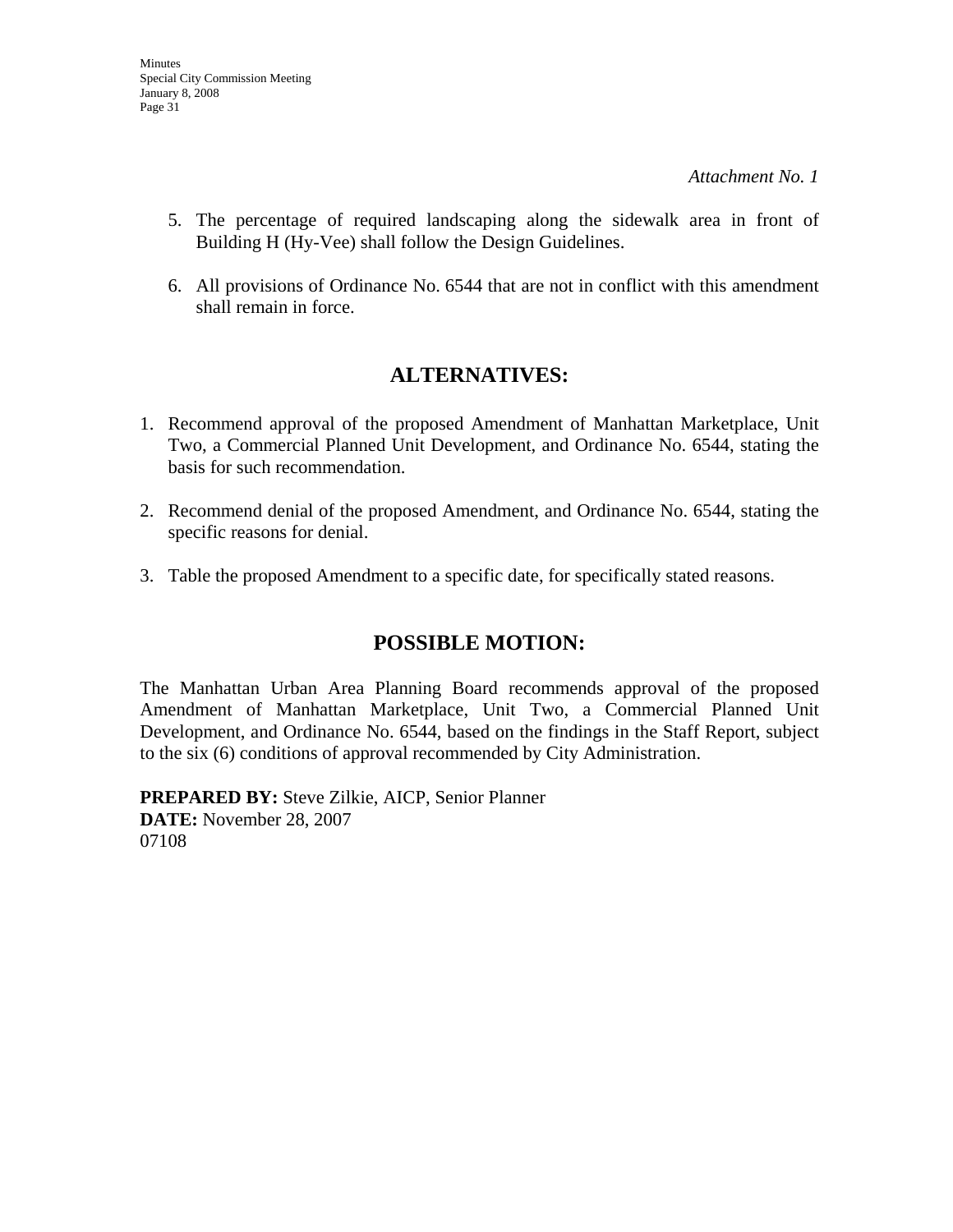*Attachment No. 1*

5. The percentage of required landscaping along the sidewalk area in front of Building H (Hy-Vee) shall follow the Design Guidelines.

6. All provisions of Ordinance No. 6544 that are not in conflict with this amendment shall remain in force.

## ALTERNATIVES:

1. Recommend approval of the proposed Amendment of Manhattan Marketplace, Unit Two, a Commercial Planned Unit Development, and Ordinance No. 6544, stating the basis for such recommendation.

2. Recommend denial of the proposed Amendment, and Ordinance No. 6544, stating the specific reasons for denial.

3. Table the proposed Amendment to a specific date, for specifically stated reasons.

## POSSIBLE MOTION:

The Manhattan Urban Area Planning Board recommends approval of the proposed Amendment of Manhattan Marketplace, Unit Two, a Commercial Planned Unit Development, and Ordinance No. 6544, based on the findings in the Staff Report, subject to the six (6) conditions of approval recommended by City Administration.

**PREPARED BY:** Steve Zilkie, AICP, Senior Planner
**DATE:** November 28, 2007
07108